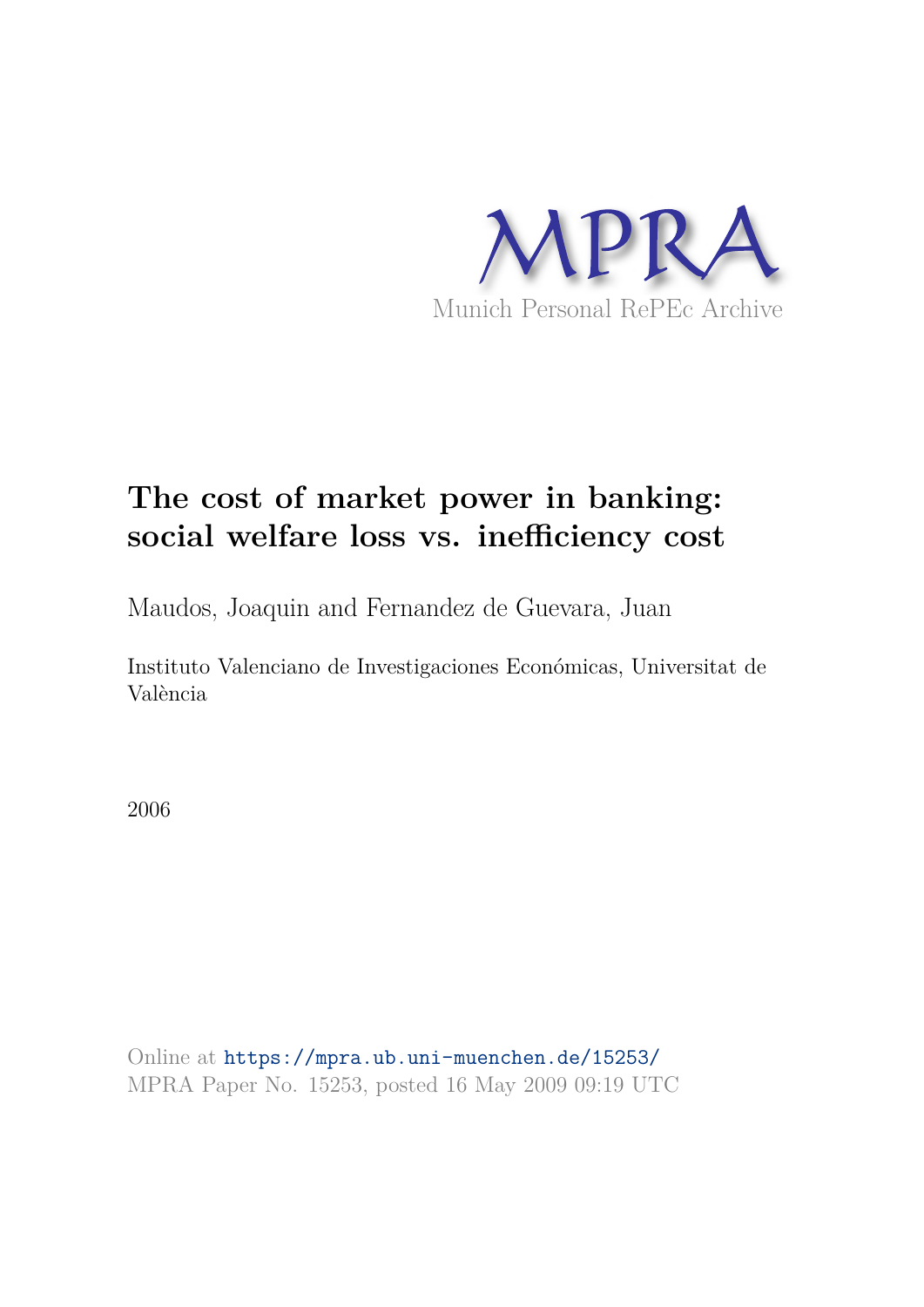MPRA

Munich Personal RePEc Archive

# The cost of market power in banking: social welfare loss vs. inefficiency cost

Maudos, Joaquin and Fernandez de Guevara, Juan

Instituto Valenciano de Investigaciones Económicas, Universitat de València

2006

Online at https://mpra.ub.uni-muenchen.de/15253/
MPRA Paper No. 15253, posted 16 May 2009 09:19 UTC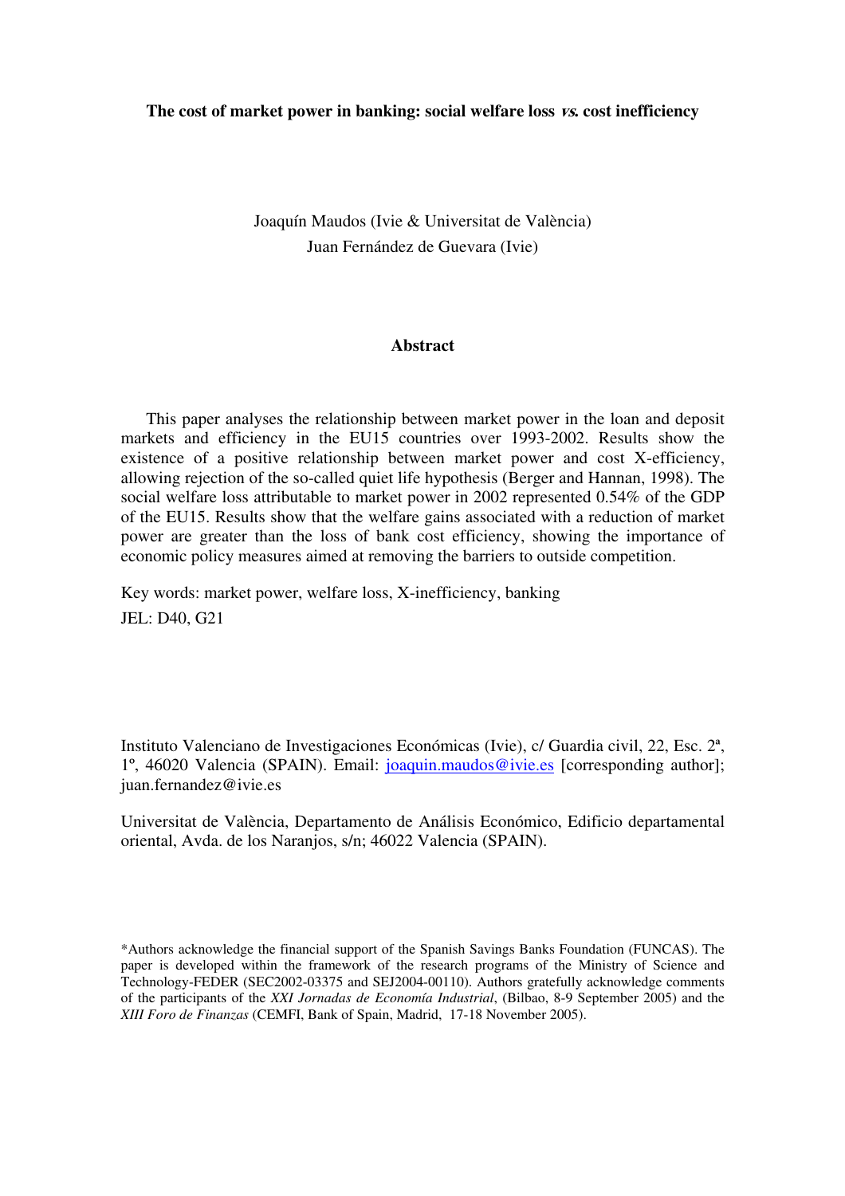**The cost of market power in banking: social welfare loss *vs.* cost inefficiency**

Joaquín Maudos (Ivie & Universitat de València)
Juan Fernández de Guevara (Ivie)

**Abstract**

This paper analyses the relationship between market power in the loan and deposit markets and efficiency in the EU15 countries over 1993-2002. Results show the existence of a positive relationship between market power and cost X-efficiency, allowing rejection of the so-called quiet life hypothesis (Berger and Hannan, 1998). The social welfare loss attributable to market power in 2002 represented 0.54% of the GDP of the EU15. Results show that the welfare gains associated with a reduction of market power are greater than the loss of bank cost efficiency, showing the importance of economic policy measures aimed at removing the barriers to outside competition.

Key words: market power, welfare loss, X-inefficiency, banking

JEL: D40, G21

Instituto Valenciano de Investigaciones Económicas (Ivie), c/ Guardia civil, 22, Esc. 2ª, 1º, 46020 Valencia (SPAIN). Email: joaquin.maudos@ivie.es [corresponding author]; juan.fernandez@ivie.es

Universitat de València, Departamento de Análisis Económico, Edificio departamental oriental, Avda. de los Naranjos, s/n; 46022 Valencia (SPAIN).

*Authors acknowledge the financial support of the Spanish Savings Banks Foundation (FUNCAS). The paper is developed within the framework of the research programs of the Ministry of Science and Technology-FEDER (SEC2002-03375 and SEJ2004-00110). Authors gratefully acknowledge comments of the participants of the *XXI Jornadas de Economía Industrial*, (Bilbao, 8-9 September 2005) and the *XIII Foro de Finanzas* (CEMFI, Bank of Spain, Madrid, 17-18 November 2005).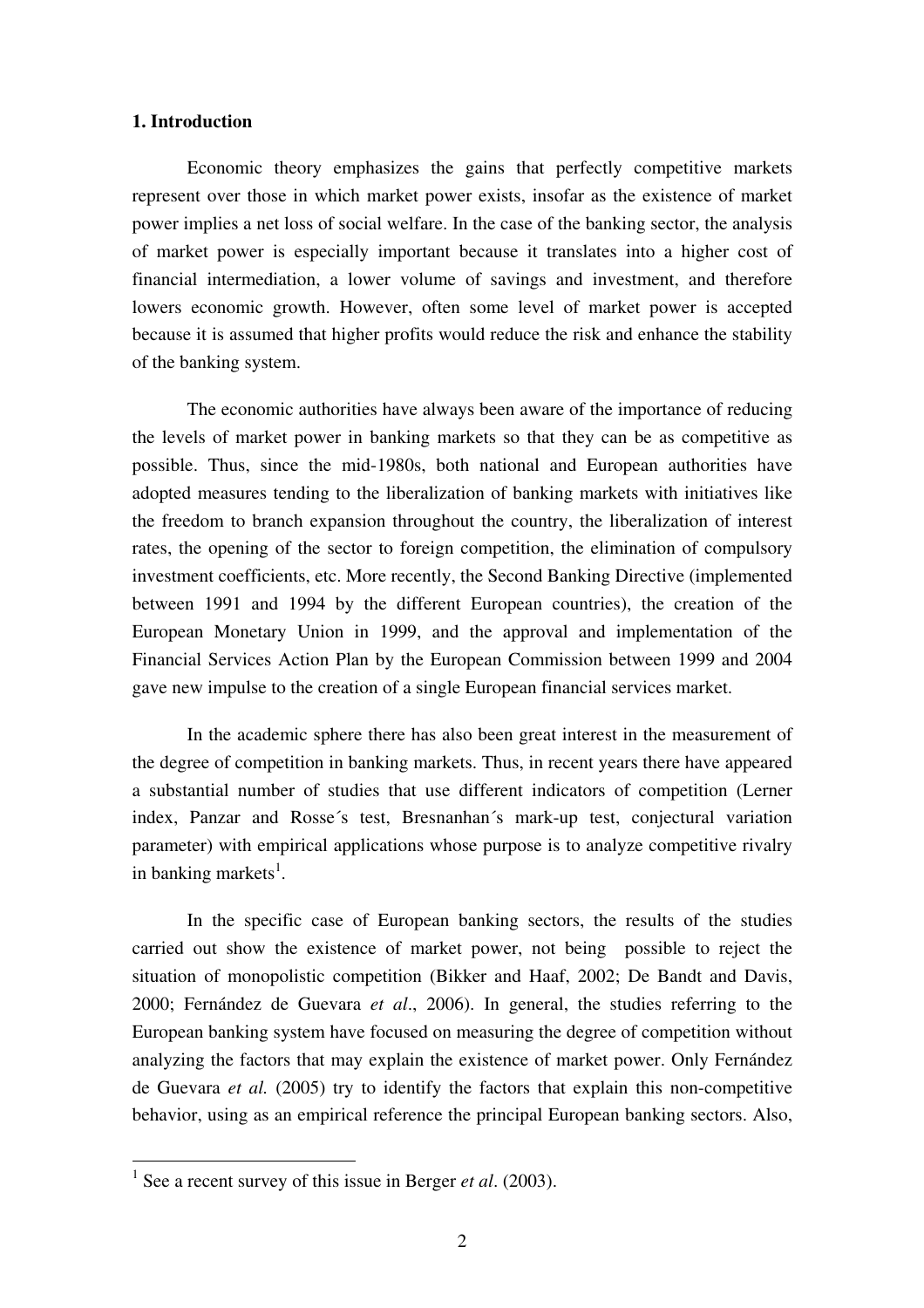## 1. Introduction

Economic theory emphasizes the gains that perfectly competitive markets represent over those in which market power exists, insofar as the existence of market power implies a net loss of social welfare. In the case of the banking sector, the analysis of market power is especially important because it translates into a higher cost of financial intermediation, a lower volume of savings and investment, and therefore lowers economic growth. However, often some level of market power is accepted because it is assumed that higher profits would reduce the risk and enhance the stability of the banking system.

The economic authorities have always been aware of the importance of reducing the levels of market power in banking markets so that they can be as competitive as possible. Thus, since the mid-1980s, both national and European authorities have adopted measures tending to the liberalization of banking markets with initiatives like the freedom to branch expansion throughout the country, the liberalization of interest rates, the opening of the sector to foreign competition, the elimination of compulsory investment coefficients, etc. More recently, the Second Banking Directive (implemented between 1991 and 1994 by the different European countries), the creation of the European Monetary Union in 1999, and the approval and implementation of the Financial Services Action Plan by the European Commission between 1999 and 2004 gave new impulse to the creation of a single European financial services market.

In the academic sphere there has also been great interest in the measurement of the degree of competition in banking markets. Thus, in recent years there have appeared a substantial number of studies that use different indicators of competition (Lerner index, Panzar and Rosse´s test, Bresnanhan´s mark-up test, conjectural variation parameter) with empirical applications whose purpose is to analyze competitive rivalry in banking markets[1].

In the specific case of European banking sectors, the results of the studies carried out show the existence of market power, not being possible to reject the situation of monopolistic competition (Bikker and Haaf, 2002; De Bandt and Davis, 2000; Fernández de Guevara *et al*., 2006). In general, the studies referring to the European banking system have focused on measuring the degree of competition without analyzing the factors that may explain the existence of market power. Only Fernández de Guevara *et al.* (2005) try to identify the factors that explain this non-competitive behavior, using as an empirical reference the principal European banking sectors. Also,

[1] See a recent survey of this issue in Berger *et al*. (2003).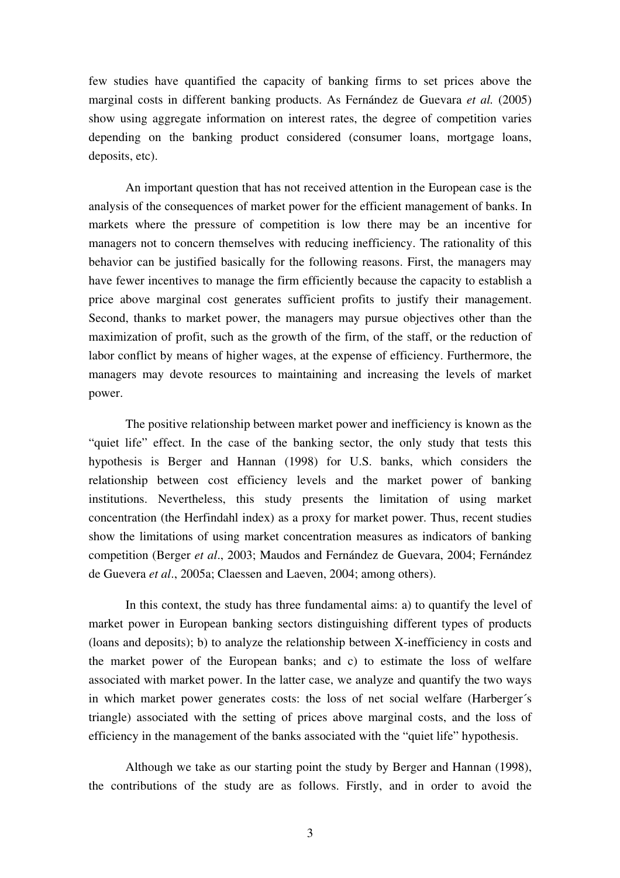few studies have quantified the capacity of banking firms to set prices above the marginal costs in different banking products. As Fernández de Guevara *et al.* (2005) show using aggregate information on interest rates, the degree of competition varies depending on the banking product considered (consumer loans, mortgage loans, deposits, etc).

An important question that has not received attention in the European case is the analysis of the consequences of market power for the efficient management of banks. In markets where the pressure of competition is low there may be an incentive for managers not to concern themselves with reducing inefficiency. The rationality of this behavior can be justified basically for the following reasons. First, the managers may have fewer incentives to manage the firm efficiently because the capacity to establish a price above marginal cost generates sufficient profits to justify their management. Second, thanks to market power, the managers may pursue objectives other than the maximization of profit, such as the growth of the firm, of the staff, or the reduction of labor conflict by means of higher wages, at the expense of efficiency. Furthermore, the managers may devote resources to maintaining and increasing the levels of market power.

The positive relationship between market power and inefficiency is known as the "quiet life" effect. In the case of the banking sector, the only study that tests this hypothesis is Berger and Hannan (1998) for U.S. banks, which considers the relationship between cost efficiency levels and the market power of banking institutions. Nevertheless, this study presents the limitation of using market concentration (the Herfindahl index) as a proxy for market power. Thus, recent studies show the limitations of using market concentration measures as indicators of banking competition (Berger *et al*., 2003; Maudos and Fernández de Guevara, 2004; Fernández de Guevera *et al*., 2005a; Claessen and Laeven, 2004; among others).

In this context, the study has three fundamental aims: a) to quantify the level of market power in European banking sectors distinguishing different types of products (loans and deposits); b) to analyze the relationship between X-inefficiency in costs and the market power of the European banks; and c) to estimate the loss of welfare associated with market power. In the latter case, we analyze and quantify the two ways in which market power generates costs: the loss of net social welfare (Harberger´s triangle) associated with the setting of prices above marginal costs, and the loss of efficiency in the management of the banks associated with the "quiet life" hypothesis.

Although we take as our starting point the study by Berger and Hannan (1998), the contributions of the study are as follows. Firstly, and in order to avoid the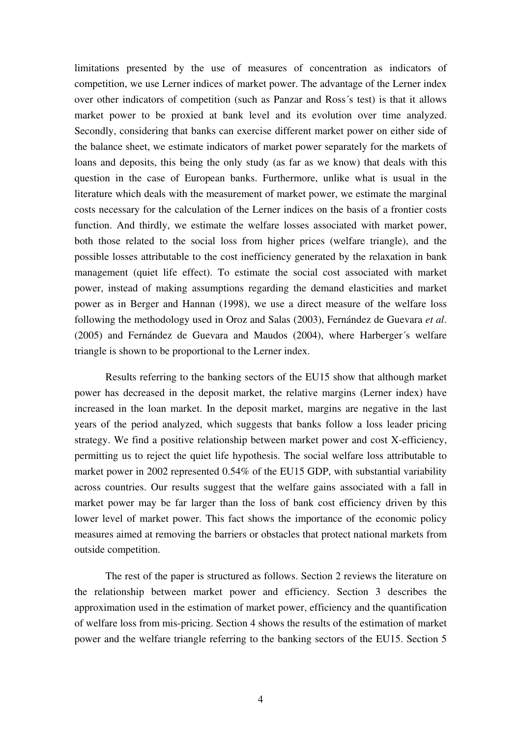limitations presented by the use of measures of concentration as indicators of competition, we use Lerner indices of market power. The advantage of the Lerner index over other indicators of competition (such as Panzar and Ross´s test) is that it allows market power to be proxied at bank level and its evolution over time analyzed. Secondly, considering that banks can exercise different market power on either side of the balance sheet, we estimate indicators of market power separately for the markets of loans and deposits, this being the only study (as far as we know) that deals with this question in the case of European banks. Furthermore, unlike what is usual in the literature which deals with the measurement of market power, we estimate the marginal costs necessary for the calculation of the Lerner indices on the basis of a frontier costs function. And thirdly, we estimate the welfare losses associated with market power, both those related to the social loss from higher prices (welfare triangle), and the possible losses attributable to the cost inefficiency generated by the relaxation in bank management (quiet life effect). To estimate the social cost associated with market power, instead of making assumptions regarding the demand elasticities and market power as in Berger and Hannan (1998), we use a direct measure of the welfare loss following the methodology used in Oroz and Salas (2003), Fernández de Guevara *et al*. (2005) and Fernández de Guevara and Maudos (2004), where Harberger´s welfare triangle is shown to be proportional to the Lerner index.

Results referring to the banking sectors of the EU15 show that although market power has decreased in the deposit market, the relative margins (Lerner index) have increased in the loan market. In the deposit market, margins are negative in the last years of the period analyzed, which suggests that banks follow a loss leader pricing strategy. We find a positive relationship between market power and cost X-efficiency, permitting us to reject the quiet life hypothesis. The social welfare loss attributable to market power in 2002 represented 0.54% of the EU15 GDP, with substantial variability across countries. Our results suggest that the welfare gains associated with a fall in market power may be far larger than the loss of bank cost efficiency driven by this lower level of market power. This fact shows the importance of the economic policy measures aimed at removing the barriers or obstacles that protect national markets from outside competition.

The rest of the paper is structured as follows. Section 2 reviews the literature on the relationship between market power and efficiency. Section 3 describes the approximation used in the estimation of market power, efficiency and the quantification of welfare loss from mis-pricing. Section 4 shows the results of the estimation of market power and the welfare triangle referring to the banking sectors of the EU15. Section 5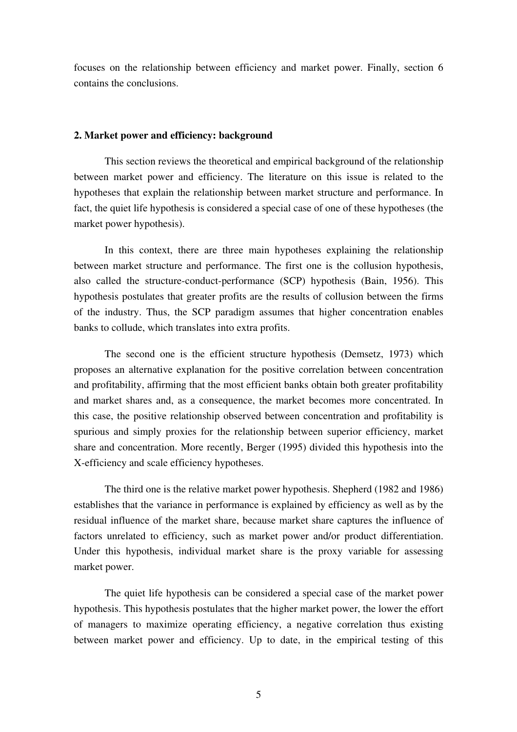focuses on the relationship between efficiency and market power. Finally, section 6 contains the conclusions.

## 2. Market power and efficiency: background

This section reviews the theoretical and empirical background of the relationship between market power and efficiency. The literature on this issue is related to the hypotheses that explain the relationship between market structure and performance. In fact, the quiet life hypothesis is considered a special case of one of these hypotheses (the market power hypothesis).

In this context, there are three main hypotheses explaining the relationship between market structure and performance. The first one is the collusion hypothesis, also called the structure-conduct-performance (SCP) hypothesis (Bain, 1956). This hypothesis postulates that greater profits are the results of collusion between the firms of the industry. Thus, the SCP paradigm assumes that higher concentration enables banks to collude, which translates into extra profits.

The second one is the efficient structure hypothesis (Demsetz, 1973) which proposes an alternative explanation for the positive correlation between concentration and profitability, affirming that the most efficient banks obtain both greater profitability and market shares and, as a consequence, the market becomes more concentrated. In this case, the positive relationship observed between concentration and profitability is spurious and simply proxies for the relationship between superior efficiency, market share and concentration. More recently, Berger (1995) divided this hypothesis into the X-efficiency and scale efficiency hypotheses.

The third one is the relative market power hypothesis. Shepherd (1982 and 1986) establishes that the variance in performance is explained by efficiency as well as by the residual influence of the market share, because market share captures the influence of factors unrelated to efficiency, such as market power and/or product differentiation. Under this hypothesis, individual market share is the proxy variable for assessing market power.

The quiet life hypothesis can be considered a special case of the market power hypothesis. This hypothesis postulates that the higher market power, the lower the effort of managers to maximize operating efficiency, a negative correlation thus existing between market power and efficiency. Up to date, in the empirical testing of this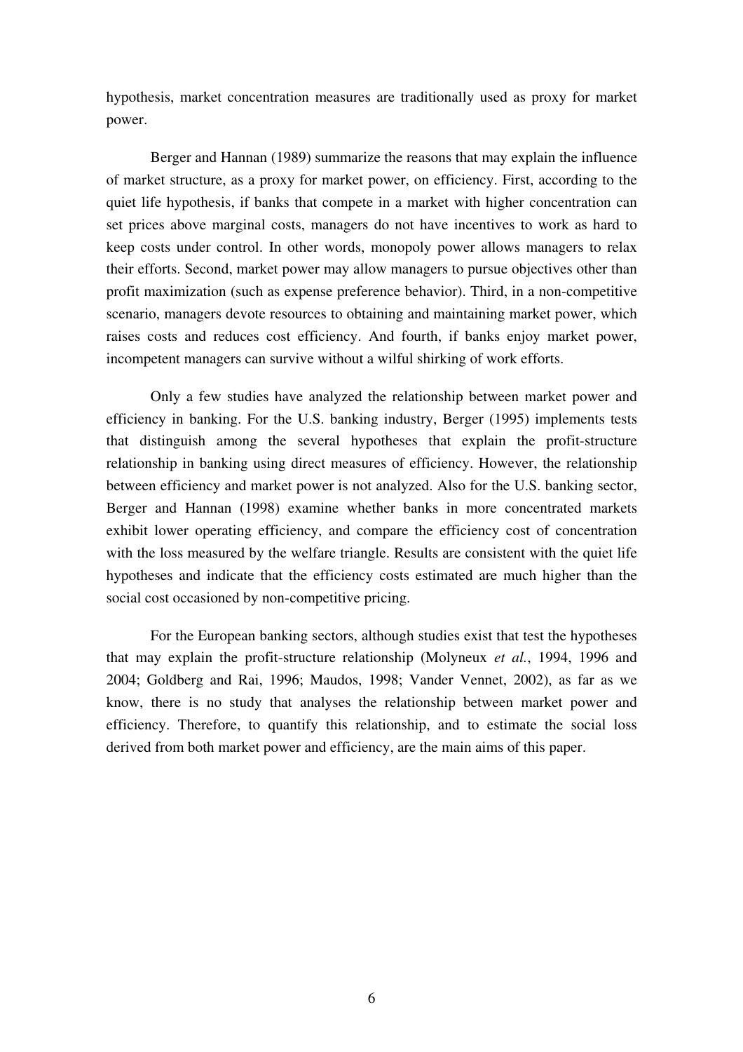hypothesis, market concentration measures are traditionally used as proxy for market power.

Berger and Hannan (1989) summarize the reasons that may explain the influence of market structure, as a proxy for market power, on efficiency. First, according to the quiet life hypothesis, if banks that compete in a market with higher concentration can set prices above marginal costs, managers do not have incentives to work as hard to keep costs under control. In other words, monopoly power allows managers to relax their efforts. Second, market power may allow managers to pursue objectives other than profit maximization (such as expense preference behavior). Third, in a non-competitive scenario, managers devote resources to obtaining and maintaining market power, which raises costs and reduces cost efficiency. And fourth, if banks enjoy market power, incompetent managers can survive without a wilful shirking of work efforts.

Only a few studies have analyzed the relationship between market power and efficiency in banking. For the U.S. banking industry, Berger (1995) implements tests that distinguish among the several hypotheses that explain the profit-structure relationship in banking using direct measures of efficiency. However, the relationship between efficiency and market power is not analyzed. Also for the U.S. banking sector, Berger and Hannan (1998) examine whether banks in more concentrated markets exhibit lower operating efficiency, and compare the efficiency cost of concentration with the loss measured by the welfare triangle. Results are consistent with the quiet life hypotheses and indicate that the efficiency costs estimated are much higher than the social cost occasioned by non-competitive pricing.

For the European banking sectors, although studies exist that test the hypotheses that may explain the profit-structure relationship (Molyneux *et al.*, 1994, 1996 and 2004; Goldberg and Rai, 1996; Maudos, 1998; Vander Vennet, 2002), as far as we know, there is no study that analyses the relationship between market power and efficiency. Therefore, to quantify this relationship, and to estimate the social loss derived from both market power and efficiency, are the main aims of this paper.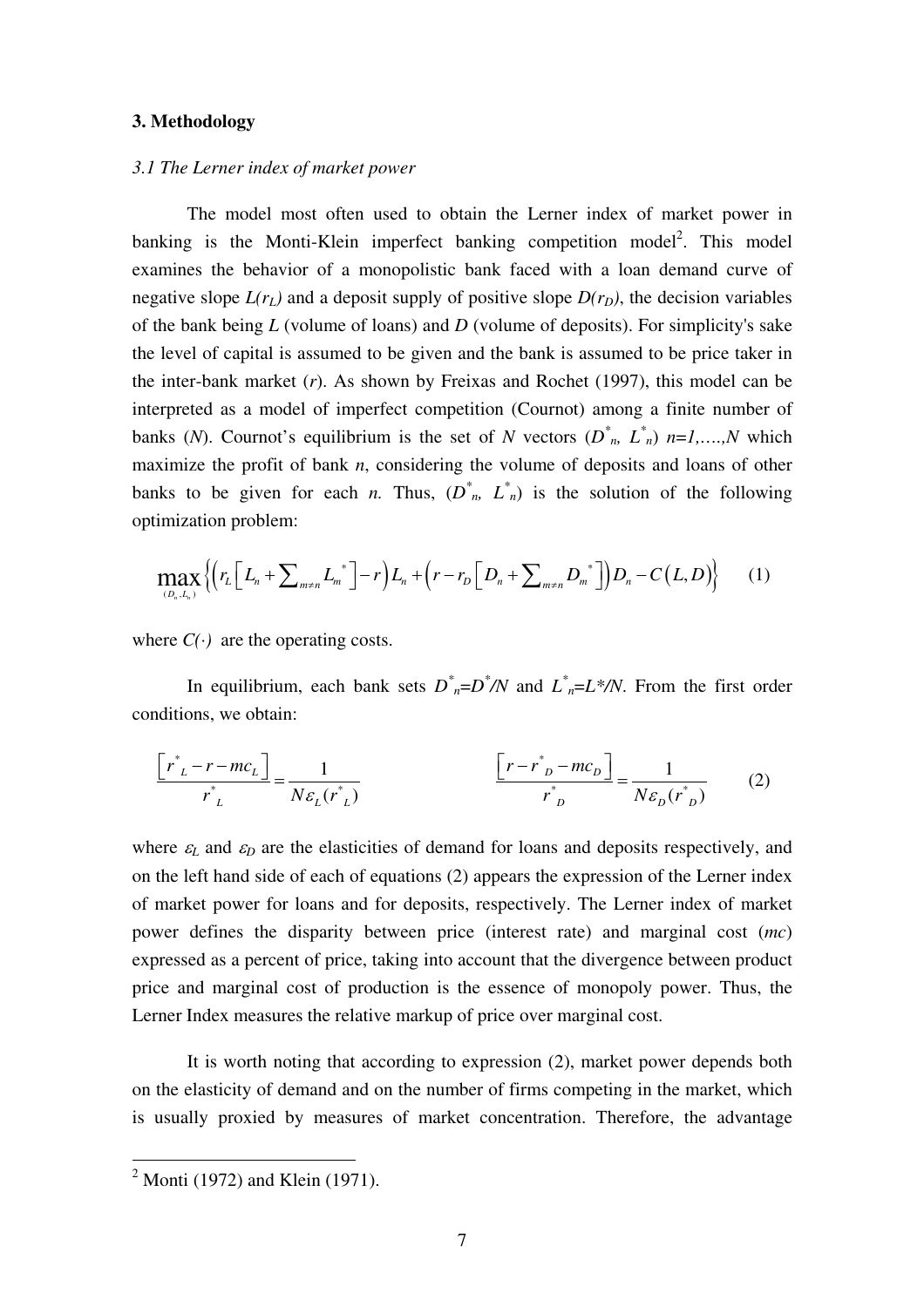## 3. Methodology

### *3.1 The Lerner index of market power*

The model most often used to obtain the Lerner index of market power in banking is the Monti-Klein imperfect banking competition model[2]. This model examines the behavior of a monopolistic bank faced with a loan demand curve of negative slope $L(r_L)$ and a deposit supply of positive slope $D(r_D)$, the decision variables of the bank being $L$ (volume of loans) and $D$ (volume of deposits). For simplicity's sake the level of capital is assumed to be given and the bank is assumed to be price taker in the inter-bank market ($r$). As shown by Freixas and Rochet (1997), this model can be interpreted as a model of imperfect competition (Cournot) among a finite number of banks ($N$). Cournot's equilibrium is the set of $N$ vectors ($D^*_n$, $L^*_n$) $n=1,\ldots,N$ which maximize the profit of bank $n$, considering the volume of deposits and loans of other banks to be given for each $n$. Thus, ($D^*_n$, $L^*_n$) is the solution of the following optimization problem:

$$\max_{(D_n, L_n)} \left\{ \left( r_L \left[ L_n + \sum_{m \neq n} L_m^* \right] - r \right) L_n + \left( r - r_D \left[ D_n + \sum_{m \neq n} D_m^* \right] \right) D_n - C(L, D) \right\} \qquad (1)$$

where $C(\cdot)$ are the operating costs.

In equilibrium, each bank sets $D^*_n = D^*/N$ and $L^*_n = L^*/N$. From the first order conditions, we obtain:

$$\frac{\left[ r^*_L - r - mc_L \right]}{r^*_L} = \frac{1}{N \varepsilon_L (r^*_L)} \qquad\qquad \frac{\left[ r - r^*_D - mc_D \right]}{r^*_D} = \frac{1}{N \varepsilon_D (r^*_D)} \qquad (2)$$

where $\varepsilon_L$ and $\varepsilon_D$ are the elasticities of demand for loans and deposits respectively, and on the left hand side of each of equations (2) appears the expression of the Lerner index of market power for loans and for deposits, respectively. The Lerner index of market power defines the disparity between price (interest rate) and marginal cost ($mc$) expressed as a percent of price, taking into account that the divergence between product price and marginal cost of production is the essence of monopoly power. Thus, the Lerner Index measures the relative markup of price over marginal cost.

It is worth noting that according to expression (2), market power depends both on the elasticity of demand and on the number of firms competing in the market, which is usually proxied by measures of market concentration. Therefore, the advantage

---

[2] Monti (1972) and Klein (1971).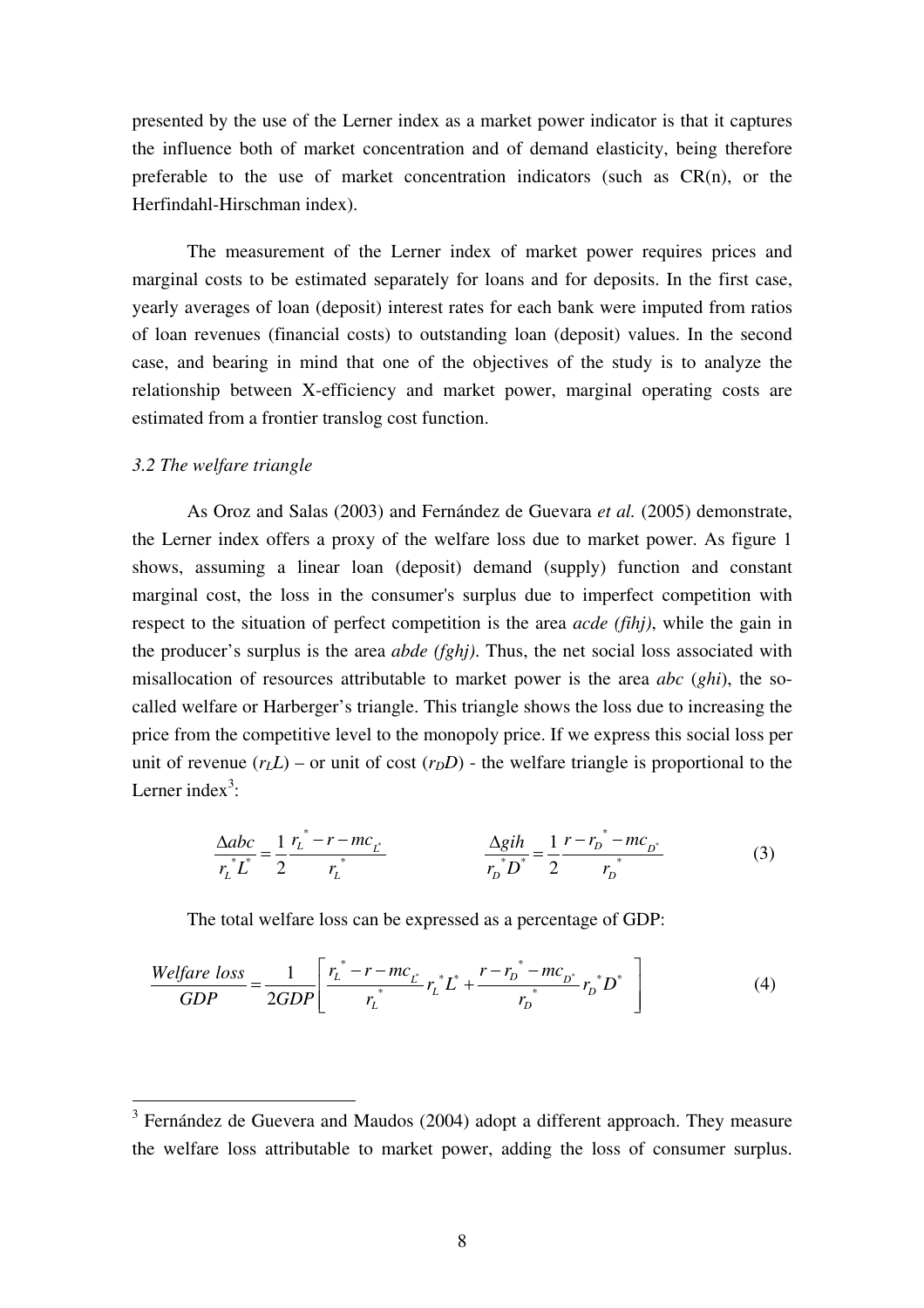presented by the use of the Lerner index as a market power indicator is that it captures the influence both of market concentration and of demand elasticity, being therefore preferable to the use of market concentration indicators (such as CR(n), or the Herfindahl-Hirschman index).

The measurement of the Lerner index of market power requires prices and marginal costs to be estimated separately for loans and for deposits. In the first case, yearly averages of loan (deposit) interest rates for each bank were imputed from ratios of loan revenues (financial costs) to outstanding loan (deposit) values. In the second case, and bearing in mind that one of the objectives of the study is to analyze the relationship between X-efficiency and market power, marginal operating costs are estimated from a frontier translog cost function.

### *3.2 The welfare triangle*

As Oroz and Salas (2003) and Fernández de Guevara *et al.* (2005) demonstrate, the Lerner index offers a proxy of the welfare loss due to market power. As figure 1 shows, assuming a linear loan (deposit) demand (supply) function and constant marginal cost, the loss in the consumer's surplus due to imperfect competition with respect to the situation of perfect competition is the area *acde (fihj)*, while the gain in the producer's surplus is the area *abde (fghj)*. Thus, the net social loss associated with misallocation of resources attributable to market power is the area *abc* (*ghi*), the so-called welfare or Harberger's triangle. This triangle shows the loss due to increasing the price from the competitive level to the monopoly price. If we express this social loss per unit of revenue ($r_L L$) – or unit of cost ($r_D D$) - the welfare triangle is proportional to the Lerner index[3]:

$$\frac{\Delta abc}{r_L^* L^*} = \frac{1}{2} \frac{r_L^* - r - mc_{L^*}}{r_L^*} \qquad\qquad \frac{\Delta gih}{r_D^* D^*} = \frac{1}{2} \frac{r - r_D^* - mc_{D^*}}{r_D^*} \tag{3}$$

The total welfare loss can be expressed as a percentage of GDP:

$$\frac{Welfare\ loss}{GDP} = \frac{1}{2GDP}\left[\frac{r_L^* - r - mc_{L^*}}{r_L^*} r_L^* L^* + \frac{r - r_D^* - mc_{D^*}}{r_D^*} r_D^* D^* \right] \tag{4}$$

[3] Fernández de Guevera and Maudos (2004) adopt a different approach. They measure the welfare loss attributable to market power, adding the loss of consumer surplus.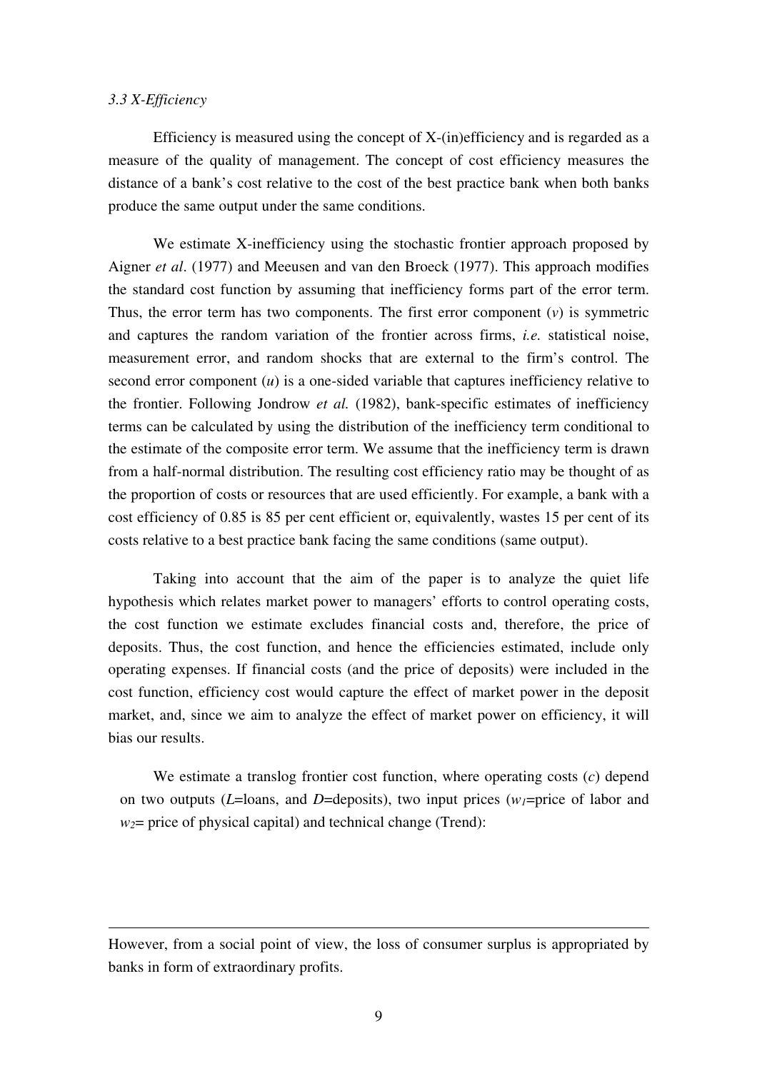### 3.3 X-Efficiency

Efficiency is measured using the concept of X-(in)efficiency and is regarded as a measure of the quality of management. The concept of cost efficiency measures the distance of a bank's cost relative to the cost of the best practice bank when both banks produce the same output under the same conditions.

We estimate X-inefficiency using the stochastic frontier approach proposed by Aigner *et al*. (1977) and Meeusen and van den Broeck (1977). This approach modifies the standard cost function by assuming that inefficiency forms part of the error term. Thus, the error term has two components. The first error component ($v$) is symmetric and captures the random variation of the frontier across firms, *i.e.* statistical noise, measurement error, and random shocks that are external to the firm's control. The second error component ($u$) is a one-sided variable that captures inefficiency relative to the frontier. Following Jondrow *et al.* (1982), bank-specific estimates of inefficiency terms can be calculated by using the distribution of the inefficiency term conditional to the estimate of the composite error term. We assume that the inefficiency term is drawn from a half-normal distribution. The resulting cost efficiency ratio may be thought of as the proportion of costs or resources that are used efficiently. For example, a bank with a cost efficiency of 0.85 is 85 per cent efficient or, equivalently, wastes 15 per cent of its costs relative to a best practice bank facing the same conditions (same output).

Taking into account that the aim of the paper is to analyze the quiet life hypothesis which relates market power to managers' efforts to control operating costs, the cost function we estimate excludes financial costs and, therefore, the price of deposits. Thus, the cost function, and hence the efficiencies estimated, include only operating expenses. If financial costs (and the price of deposits) were included in the cost function, efficiency cost would capture the effect of market power in the deposit market, and, since we aim to analyze the effect of market power on efficiency, it will bias our results.

We estimate a translog frontier cost function, where operating costs ($c$) depend on two outputs ($L$=loans, and $D$=deposits), two input prices ($w_1$=price of labor and $w_2$= price of physical capital) and technical change (Trend):

---

However, from a social point of view, the loss of consumer surplus is appropriated by banks in form of extraordinary profits.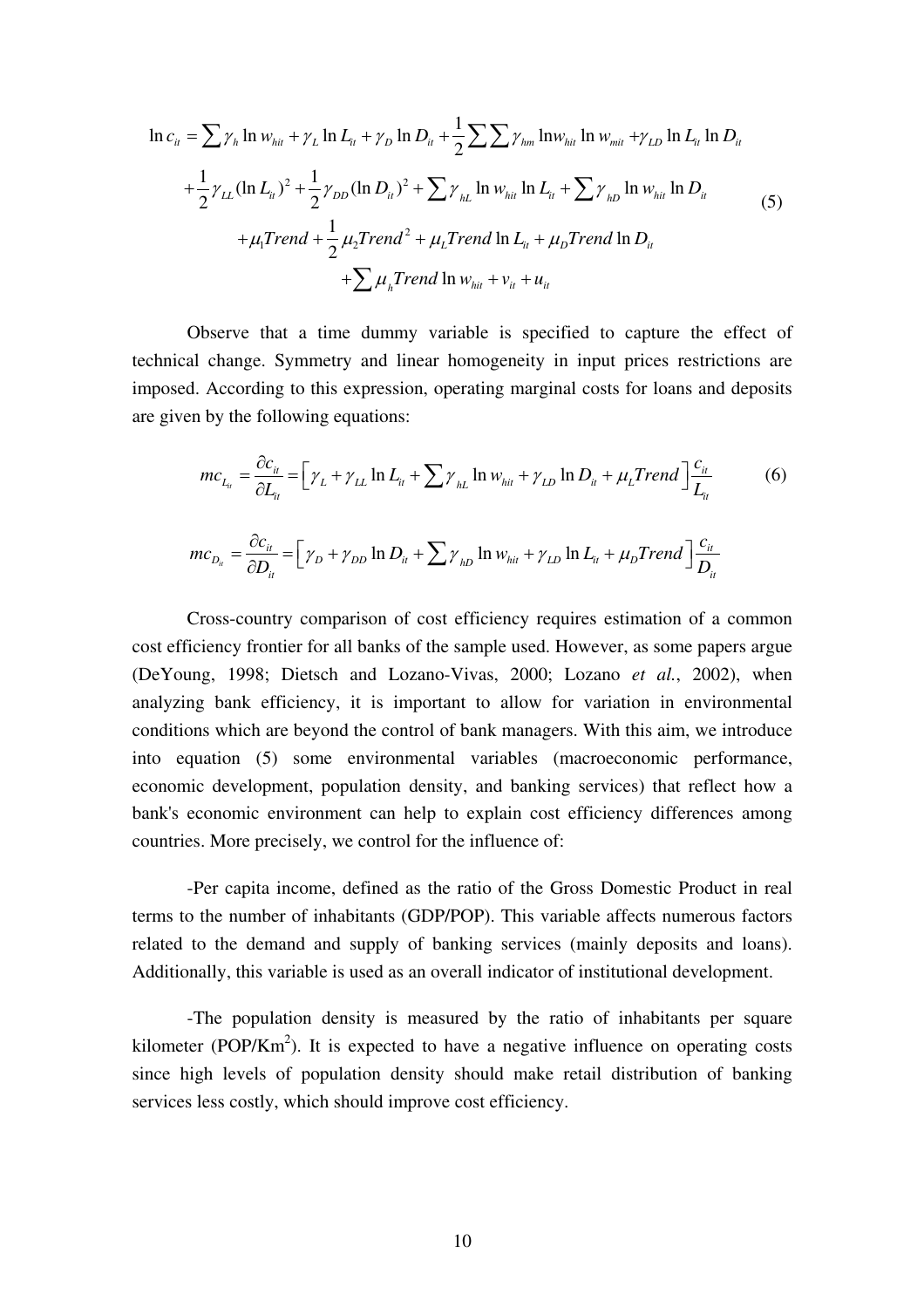$$
\begin{aligned}
\ln c_{it} = & \sum \gamma_h \ln w_{hit} + \gamma_L \ln L_{it} + \gamma_D \ln D_{it} + \frac{1}{2} \sum \sum \gamma_{hm} \ln w_{hit} \ln w_{mit} + \gamma_{LD} \ln L_{it} \ln D_{it} \\
& + \frac{1}{2} \gamma_{LL} (\ln L_{it})^2 + \frac{1}{2} \gamma_{DD} (\ln D_{it})^2 + \sum \gamma_{hL} \ln w_{hit} \ln L_{it} + \sum \gamma_{hD} \ln w_{hit} \ln D_{it} \\
& + \mu_1 Trend + \frac{1}{2} \mu_2 Trend^2 + \mu_L Trend \ln L_{it} + \mu_D Trend \ln D_{it} \\
& + \sum \mu_h Trend \ln w_{hit} + v_{it} + u_{it}
\end{aligned} \tag{5}
$$

Observe that a time dummy variable is specified to capture the effect of technical change. Symmetry and linear homogeneity in input prices restrictions are imposed. According to this expression, operating marginal costs for loans and deposits are given by the following equations:

$$
mc_{L_{it}} = \frac{\partial c_{it}}{\partial L_{it}} = \left[ \gamma_L + \gamma_{LL} \ln L_{it} + \sum \gamma_{hL} \ln w_{hit} + \gamma_{LD} \ln D_{it} + \mu_L Trend \right] \frac{c_{it}}{L_{it}} \tag{6}
$$

$$
mc_{D_{it}} = \frac{\partial c_{it}}{\partial D_{it}} = \left[ \gamma_D + \gamma_{DD} \ln D_{it} + \sum \gamma_{hD} \ln w_{hit} + \gamma_{LD} \ln L_{it} + \mu_D Trend \right] \frac{c_{it}}{D_{it}}
$$

Cross-country comparison of cost efficiency requires estimation of a common cost efficiency frontier for all banks of the sample used. However, as some papers argue (DeYoung, 1998; Dietsch and Lozano-Vivas, 2000; Lozano *et al.*, 2002), when analyzing bank efficiency, it is important to allow for variation in environmental conditions which are beyond the control of bank managers. With this aim, we introduce into equation (5) some environmental variables (macroeconomic performance, economic development, population density, and banking services) that reflect how a bank's economic environment can help to explain cost efficiency differences among countries. More precisely, we control for the influence of:

-Per capita income, defined as the ratio of the Gross Domestic Product in real terms to the number of inhabitants (GDP/POP). This variable affects numerous factors related to the demand and supply of banking services (mainly deposits and loans). Additionally, this variable is used as an overall indicator of institutional development.

-The population density is measured by the ratio of inhabitants per square kilometer ($POP/Km^2$). It is expected to have a negative influence on operating costs since high levels of population density should make retail distribution of banking services less costly, which should improve cost efficiency.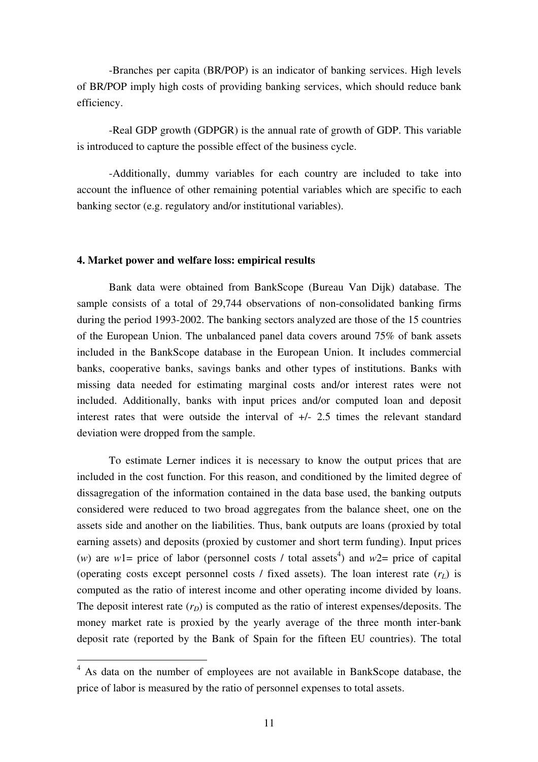-Branches per capita (BR/POP) is an indicator of banking services. High levels of BR/POP imply high costs of providing banking services, which should reduce bank efficiency.

-Real GDP growth (GDPGR) is the annual rate of growth of GDP. This variable is introduced to capture the possible effect of the business cycle.

-Additionally, dummy variables for each country are included to take into account the influence of other remaining potential variables which are specific to each banking sector (e.g. regulatory and/or institutional variables).

**4. Market power and welfare loss: empirical results**

Bank data were obtained from BankScope (Bureau Van Dijk) database. The sample consists of a total of 29,744 observations of non-consolidated banking firms during the period 1993-2002. The banking sectors analyzed are those of the 15 countries of the European Union. The unbalanced panel data covers around 75% of bank assets included in the BankScope database in the European Union. It includes commercial banks, cooperative banks, savings banks and other types of institutions. Banks with missing data needed for estimating marginal costs and/or interest rates were not included. Additionally, banks with input prices and/or computed loan and deposit interest rates that were outside the interval of +/- 2.5 times the relevant standard deviation were dropped from the sample.

To estimate Lerner indices it is necessary to know the output prices that are included in the cost function. For this reason, and conditioned by the limited degree of dissagregation of the information contained in the data base used, the banking outputs considered were reduced to two broad aggregates from the balance sheet, one on the assets side and another on the liabilities. Thus, bank outputs are loans (proxied by total earning assets) and deposits (proxied by customer and short term funding). Input prices ($w$) are $w1$= price of labor (personnel costs / total assets[4]) and $w2$= price of capital (operating costs except personnel costs / fixed assets). The loan interest rate ($r_L$) is computed as the ratio of interest income and other operating income divided by loans. The deposit interest rate ($r_D$) is computed as the ratio of interest expenses/deposits. The money market rate is proxied by the yearly average of the three month inter-bank deposit rate (reported by the Bank of Spain for the fifteen EU countries). The total

[4] As data on the number of employees are not available in BankScope database, the price of labor is measured by the ratio of personnel expenses to total assets.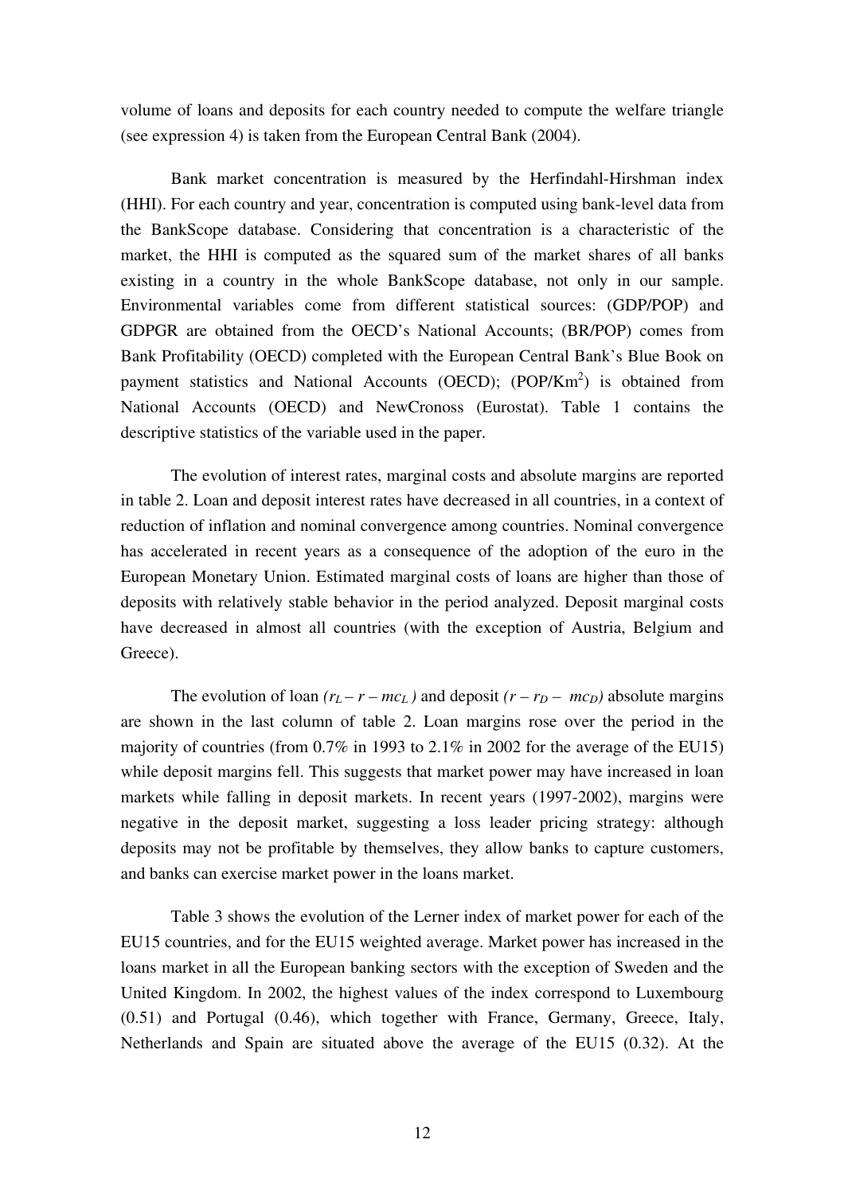volume of loans and deposits for each country needed to compute the welfare triangle (see expression 4) is taken from the European Central Bank (2004).

Bank market concentration is measured by the Herfindahl-Hirshman index (HHI). For each country and year, concentration is computed using bank-level data from the BankScope database. Considering that concentration is a characteristic of the market, the HHI is computed as the squared sum of the market shares of all banks existing in a country in the whole BankScope database, not only in our sample. Environmental variables come from different statistical sources: (GDP/POP) and GDPGR are obtained from the OECD's National Accounts; (BR/POP) comes from Bank Profitability (OECD) completed with the European Central Bank's Blue Book on payment statistics and National Accounts (OECD); (POP/Km$^2$) is obtained from National Accounts (OECD) and NewCronoss (Eurostat). Table 1 contains the descriptive statistics of the variable used in the paper.

The evolution of interest rates, marginal costs and absolute margins are reported in table 2. Loan and deposit interest rates have decreased in all countries, in a context of reduction of inflation and nominal convergence among countries. Nominal convergence has accelerated in recent years as a consequence of the adoption of the euro in the European Monetary Union. Estimated marginal costs of loans are higher than those of deposits with relatively stable behavior in the period analyzed. Deposit marginal costs have decreased in almost all countries (with the exception of Austria, Belgium and Greece).

The evolution of loan $(r_L - r - mc_L)$ and deposit $(r - r_D - mc_D)$ absolute margins are shown in the last column of table 2. Loan margins rose over the period in the majority of countries (from 0.7% in 1993 to 2.1% in 2002 for the average of the EU15) while deposit margins fell. This suggests that market power may have increased in loan markets while falling in deposit markets. In recent years (1997-2002), margins were negative in the deposit market, suggesting a loss leader pricing strategy: although deposits may not be profitable by themselves, they allow banks to capture customers, and banks can exercise market power in the loans market.

Table 3 shows the evolution of the Lerner index of market power for each of the EU15 countries, and for the EU15 weighted average. Market power has increased in the loans market in all the European banking sectors with the exception of Sweden and the United Kingdom. In 2002, the highest values of the index correspond to Luxembourg (0.51) and Portugal (0.46), which together with France, Germany, Greece, Italy, Netherlands and Spain are situated above the average of the EU15 (0.32). At the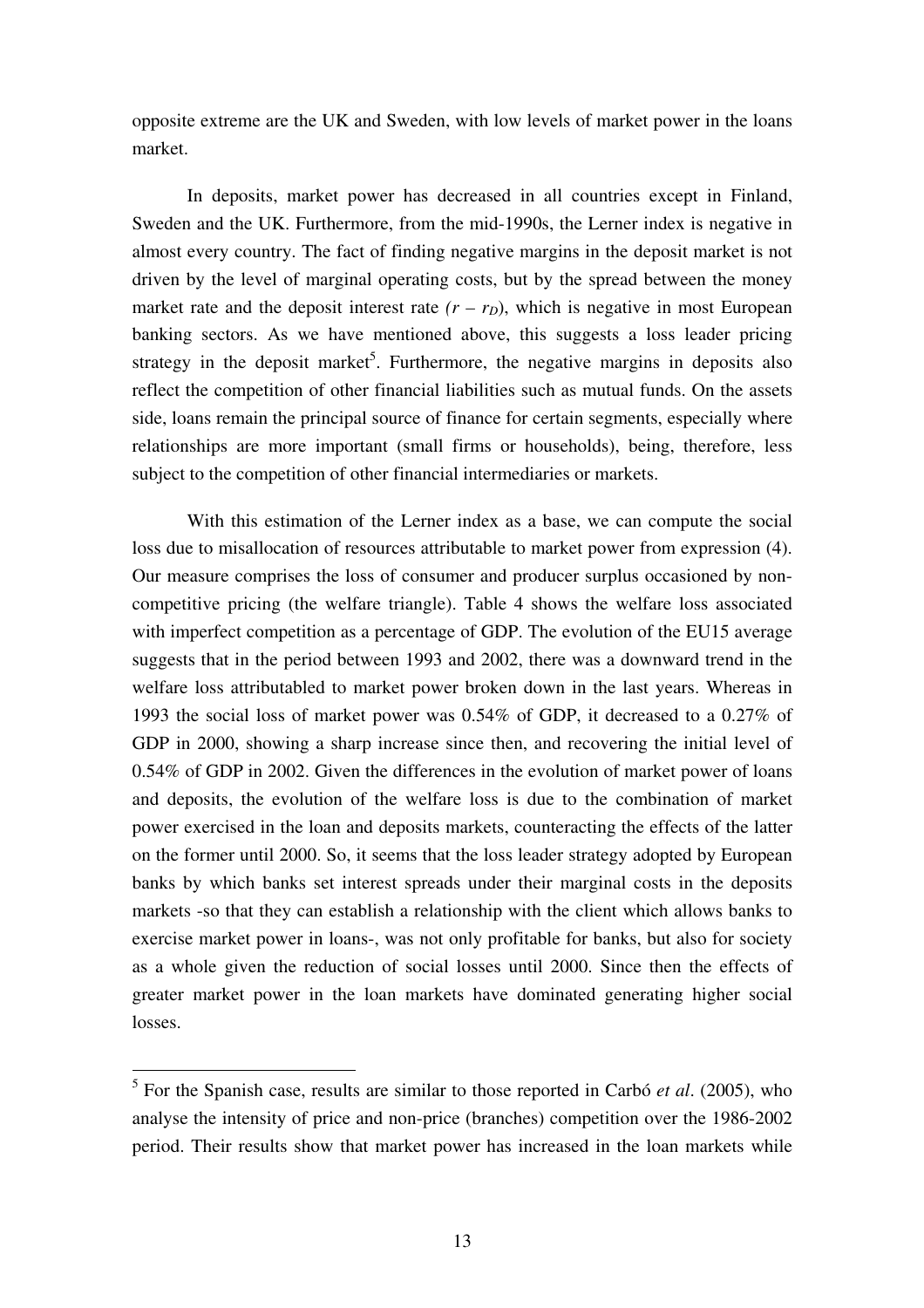opposite extreme are the UK and Sweden, with low levels of market power in the loans market.

In deposits, market power has decreased in all countries except in Finland, Sweden and the UK. Furthermore, from the mid-1990s, the Lerner index is negative in almost every country. The fact of finding negative margins in the deposit market is not driven by the level of marginal operating costs, but by the spread between the money market rate and the deposit interest rate $(r - r_D)$, which is negative in most European banking sectors. As we have mentioned above, this suggests a loss leader pricing strategy in the deposit market[5]. Furthermore, the negative margins in deposits also reflect the competition of other financial liabilities such as mutual funds. On the assets side, loans remain the principal source of finance for certain segments, especially where relationships are more important (small firms or households), being, therefore, less subject to the competition of other financial intermediaries or markets.

With this estimation of the Lerner index as a base, we can compute the social loss due to misallocation of resources attributable to market power from expression (4). Our measure comprises the loss of consumer and producer surplus occasioned by non-competitive pricing (the welfare triangle). Table 4 shows the welfare loss associated with imperfect competition as a percentage of GDP. The evolution of the EU15 average suggests that in the period between 1993 and 2002, there was a downward trend in the welfare loss attributabled to market power broken down in the last years. Whereas in 1993 the social loss of market power was 0.54% of GDP, it decreased to a 0.27% of GDP in 2000, showing a sharp increase since then, and recovering the initial level of 0.54% of GDP in 2002. Given the differences in the evolution of market power of loans and deposits, the evolution of the welfare loss is due to the combination of market power exercised in the loan and deposits markets, counteracting the effects of the latter on the former until 2000. So, it seems that the loss leader strategy adopted by European banks by which banks set interest spreads under their marginal costs in the deposits markets -so that they can establish a relationship with the client which allows banks to exercise market power in loans-, was not only profitable for banks, but also for society as a whole given the reduction of social losses until 2000. Since then the effects of greater market power in the loan markets have dominated generating higher social losses.

[5] For the Spanish case, results are similar to those reported in Carbó *et al*. (2005), who analyse the intensity of price and non-price (branches) competition over the 1986-2002 period. Their results show that market power has increased in the loan markets while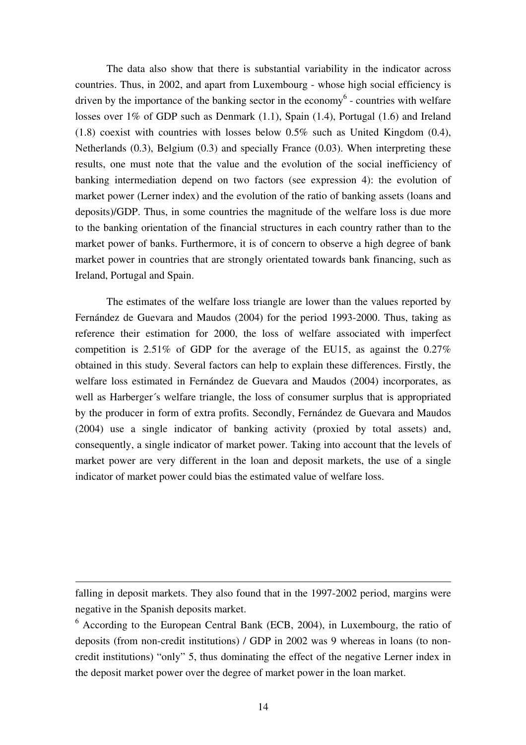The data also show that there is substantial variability in the indicator across countries. Thus, in 2002, and apart from Luxembourg - whose high social efficiency is driven by the importance of the banking sector in the economy[6] - countries with welfare losses over 1% of GDP such as Denmark (1.1), Spain (1.4), Portugal (1.6) and Ireland (1.8) coexist with countries with losses below 0.5% such as United Kingdom (0.4), Netherlands (0.3), Belgium (0.3) and specially France (0.03). When interpreting these results, one must note that the value and the evolution of the social inefficiency of banking intermediation depend on two factors (see expression 4): the evolution of market power (Lerner index) and the evolution of the ratio of banking assets (loans and deposits)/GDP. Thus, in some countries the magnitude of the welfare loss is due more to the banking orientation of the financial structures in each country rather than to the market power of banks. Furthermore, it is of concern to observe a high degree of bank market power in countries that are strongly orientated towards bank financing, such as Ireland, Portugal and Spain.

The estimates of the welfare loss triangle are lower than the values reported by Fernández de Guevara and Maudos (2004) for the period 1993-2000. Thus, taking as reference their estimation for 2000, the loss of welfare associated with imperfect competition is 2.51% of GDP for the average of the EU15, as against the 0.27% obtained in this study. Several factors can help to explain these differences. Firstly, the welfare loss estimated in Fernández de Guevara and Maudos (2004) incorporates, as well as Harberger´s welfare triangle, the loss of consumer surplus that is appropriated by the producer in form of extra profits. Secondly, Fernández de Guevara and Maudos (2004) use a single indicator of banking activity (proxied by total assets) and, consequently, a single indicator of market power. Taking into account that the levels of market power are very different in the loan and deposit markets, the use of a single indicator of market power could bias the estimated value of welfare loss.

---

falling in deposit markets. They also found that in the 1997-2002 period, margins were negative in the Spanish deposits market.

[6] According to the European Central Bank (ECB, 2004), in Luxembourg, the ratio of deposits (from non-credit institutions) / GDP in 2002 was 9 whereas in loans (to non-credit institutions) "only" 5, thus dominating the effect of the negative Lerner index in the deposit market power over the degree of market power in the loan market.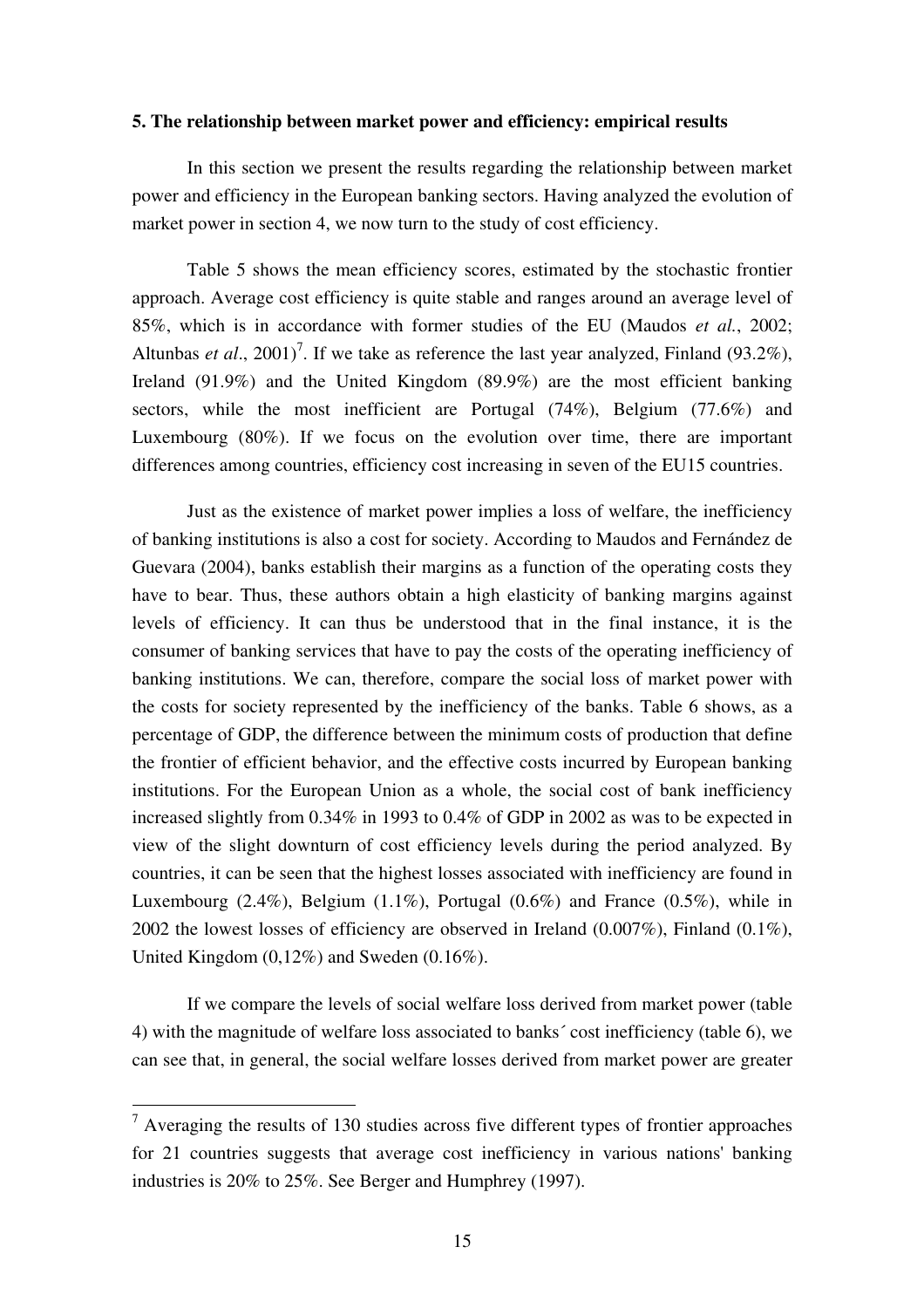## 5. The relationship between market power and efficiency: empirical results

In this section we present the results regarding the relationship between market power and efficiency in the European banking sectors. Having analyzed the evolution of market power in section 4, we now turn to the study of cost efficiency.

Table 5 shows the mean efficiency scores, estimated by the stochastic frontier approach. Average cost efficiency is quite stable and ranges around an average level of 85%, which is in accordance with former studies of the EU (Maudos *et al.*, 2002; Altunbas *et al*., 2001)[7]. If we take as reference the last year analyzed, Finland (93.2%), Ireland (91.9%) and the United Kingdom (89.9%) are the most efficient banking sectors, while the most inefficient are Portugal (74%), Belgium (77.6%) and Luxembourg (80%). If we focus on the evolution over time, there are important differences among countries, efficiency cost increasing in seven of the EU15 countries.

Just as the existence of market power implies a loss of welfare, the inefficiency of banking institutions is also a cost for society. According to Maudos and Fernández de Guevara (2004), banks establish their margins as a function of the operating costs they have to bear. Thus, these authors obtain a high elasticity of banking margins against levels of efficiency. It can thus be understood that in the final instance, it is the consumer of banking services that have to pay the costs of the operating inefficiency of banking institutions. We can, therefore, compare the social loss of market power with the costs for society represented by the inefficiency of the banks. Table 6 shows, as a percentage of GDP, the difference between the minimum costs of production that define the frontier of efficient behavior, and the effective costs incurred by European banking institutions. For the European Union as a whole, the social cost of bank inefficiency increased slightly from 0.34% in 1993 to 0.4% of GDP in 2002 as was to be expected in view of the slight downturn of cost efficiency levels during the period analyzed. By countries, it can be seen that the highest losses associated with inefficiency are found in Luxembourg (2.4%), Belgium (1.1%), Portugal (0.6%) and France (0.5%), while in 2002 the lowest losses of efficiency are observed in Ireland (0.007%), Finland (0.1%), United Kingdom (0,12%) and Sweden (0.16%).

If we compare the levels of social welfare loss derived from market power (table 4) with the magnitude of welfare loss associated to banks´ cost inefficiency (table 6), we can see that, in general, the social welfare losses derived from market power are greater

---

[7] Averaging the results of 130 studies across five different types of frontier approaches for 21 countries suggests that average cost inefficiency in various nations' banking industries is 20% to 25%. See Berger and Humphrey (1997).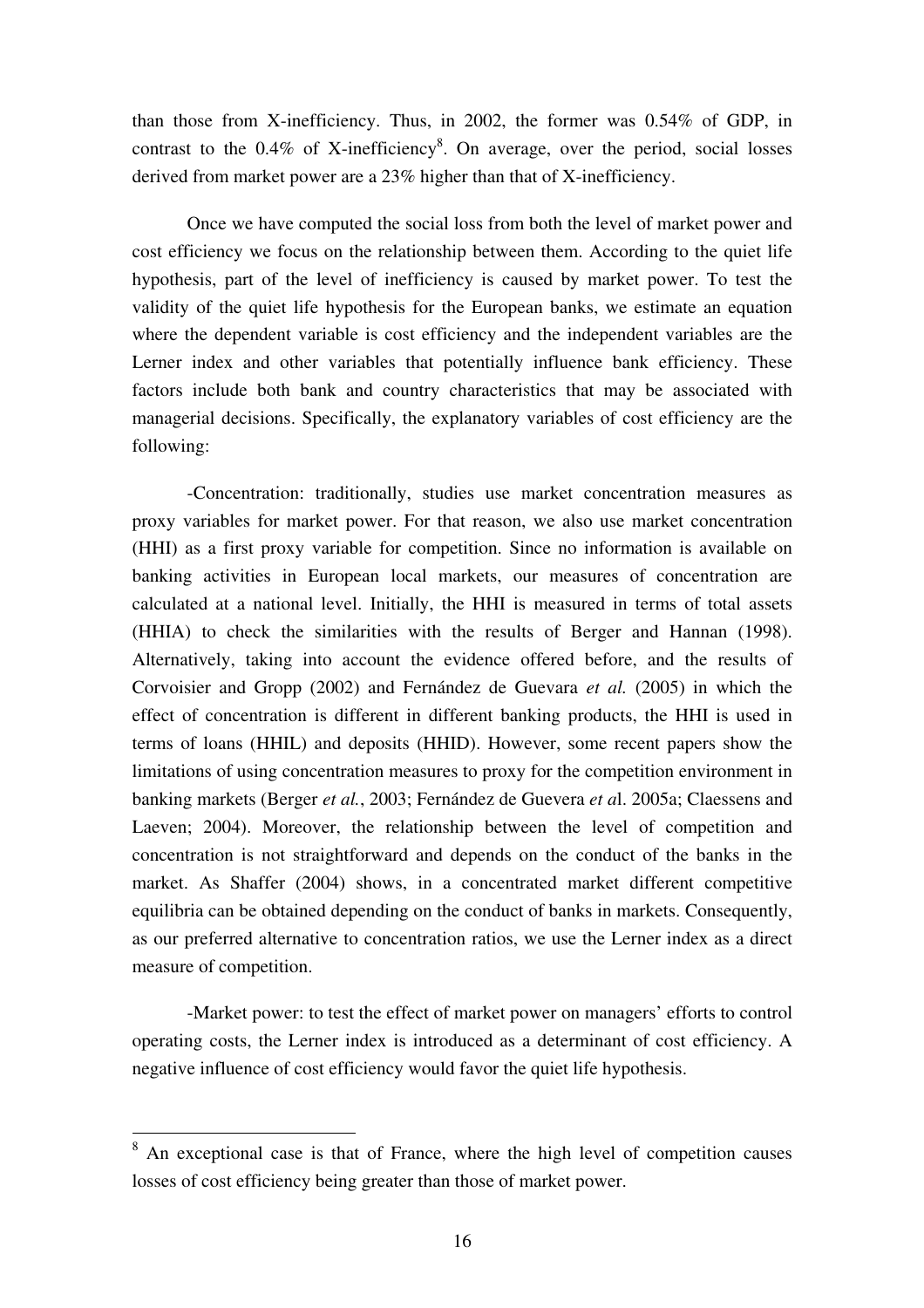than those from X-inefficiency. Thus, in 2002, the former was 0.54% of GDP, in contrast to the 0.4% of X-inefficiency[8]. On average, over the period, social losses derived from market power are a 23% higher than that of X-inefficiency.

Once we have computed the social loss from both the level of market power and cost efficiency we focus on the relationship between them. According to the quiet life hypothesis, part of the level of inefficiency is caused by market power. To test the validity of the quiet life hypothesis for the European banks, we estimate an equation where the dependent variable is cost efficiency and the independent variables are the Lerner index and other variables that potentially influence bank efficiency. These factors include both bank and country characteristics that may be associated with managerial decisions. Specifically, the explanatory variables of cost efficiency are the following:

-Concentration: traditionally, studies use market concentration measures as proxy variables for market power. For that reason, we also use market concentration (HHI) as a first proxy variable for competition. Since no information is available on banking activities in European local markets, our measures of concentration are calculated at a national level. Initially, the HHI is measured in terms of total assets (HHIA) to check the similarities with the results of Berger and Hannan (1998). Alternatively, taking into account the evidence offered before, and the results of Corvoisier and Gropp (2002) and Fernández de Guevara *et al.* (2005) in which the effect of concentration is different in different banking products, the HHI is used in terms of loans (HHIL) and deposits (HHID). However, some recent papers show the limitations of using concentration measures to proxy for the competition environment in banking markets (Berger *et al.*, 2003; Fernández de Guevera *et a*l. 2005a; Claessens and Laeven; 2004). Moreover, the relationship between the level of competition and concentration is not straightforward and depends on the conduct of the banks in the market. As Shaffer (2004) shows, in a concentrated market different competitive equilibria can be obtained depending on the conduct of banks in markets. Consequently, as our preferred alternative to concentration ratios, we use the Lerner index as a direct measure of competition.

-Market power: to test the effect of market power on managers' efforts to control operating costs, the Lerner index is introduced as a determinant of cost efficiency. A negative influence of cost efficiency would favor the quiet life hypothesis.

[8] An exceptional case is that of France, where the high level of competition causes losses of cost efficiency being greater than those of market power.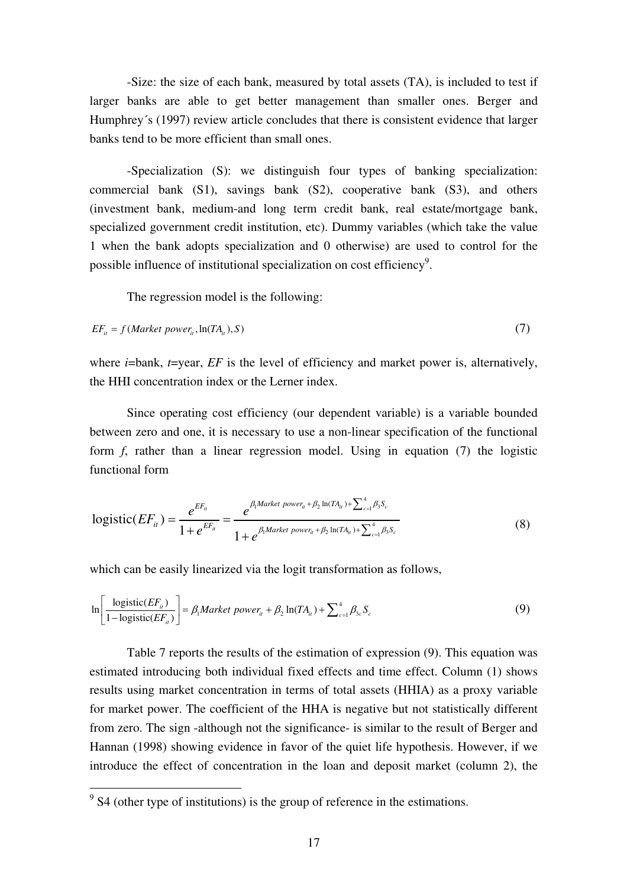-Size: the size of each bank, measured by total assets (TA), is included to test if larger banks are able to get better management than smaller ones. Berger and Humphrey´s (1997) review article concludes that there is consistent evidence that larger banks tend to be more efficient than small ones.

-Specialization (S): we distinguish four types of banking specialization: commercial bank (S1), savings bank (S2), cooperative bank (S3), and others (investment bank, medium-and long term credit bank, real estate/mortgage bank, specialized government credit institution, etc). Dummy variables (which take the value 1 when the bank adopts specialization and 0 otherwise) are used to control for the possible influence of institutional specialization on cost efficiency[9].

The regression model is the following:

$$EF_{it} = f(Market\ power_{it}, \ln(TA_{it}), S) \tag{7}$$

where *i*=bank, *t*=year, *EF* is the level of efficiency and market power is, alternatively, the HHI concentration index or the Lerner index.

Since operating cost efficiency (our dependent variable) is a variable bounded between zero and one, it is necessary to use a non-linear specification of the functional form *f*, rather than a linear regression model. Using in equation (7) the logistic functional form

$$\text{logistic}(EF_{it}) = \frac{e^{EF_{it}}}{1+e^{EF_{it}}} = \frac{e^{\beta_1 Market\ power_{it} + \beta_2 \ln(TA_{it}) + \sum_{c=1}^{4} \beta_3 S_c}}{1+e^{\beta_1 Market\ power_{it} + \beta_2 \ln(TA_{it}) + \sum_{c=1}^{4} \beta_3 S_c}} \tag{8}$$

which can be easily linearized via the logit transformation as follows,

$$\ln\left[\frac{\text{logistic}(EF_{it})}{1-\text{logistic}(EF_{it})}\right] = \beta_1 Market\ power_{it} + \beta_2 \ln(TA_{it}) + \sum_{c=1}^{4} \beta_{3c} S_c \tag{9}$$

Table 7 reports the results of the estimation of expression (9). This equation was estimated introducing both individual fixed effects and time effect. Column (1) shows results using market concentration in terms of total assets (HHIA) as a proxy variable for market power. The coefficient of the HHA is negative but not statistically different from zero. The sign -although not the significance- is similar to the result of Berger and Hannan (1998) showing evidence in favor of the quiet life hypothesis. However, if we introduce the effect of concentration in the loan and deposit market (column 2), the

[9] S4 (other type of institutions) is the group of reference in the estimations.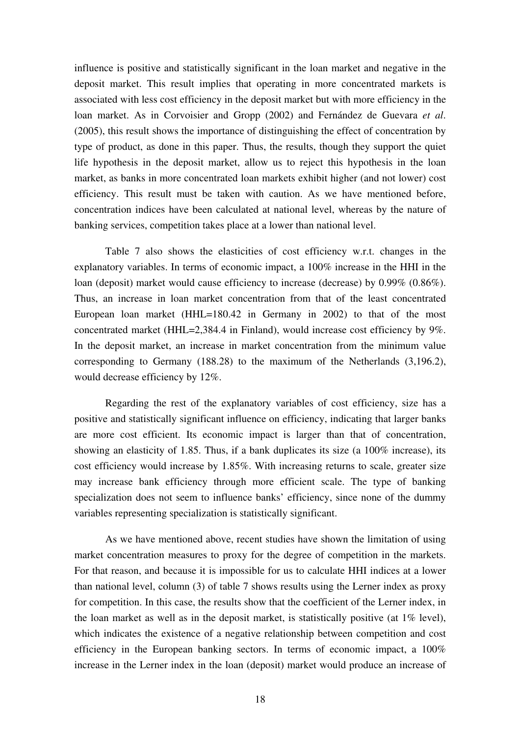influence is positive and statistically significant in the loan market and negative in the deposit market. This result implies that operating in more concentrated markets is associated with less cost efficiency in the deposit market but with more efficiency in the loan market. As in Corvoisier and Gropp (2002) and Fernández de Guevara *et al*. (2005), this result shows the importance of distinguishing the effect of concentration by type of product, as done in this paper. Thus, the results, though they support the quiet life hypothesis in the deposit market, allow us to reject this hypothesis in the loan market, as banks in more concentrated loan markets exhibit higher (and not lower) cost efficiency. This result must be taken with caution. As we have mentioned before, concentration indices have been calculated at national level, whereas by the nature of banking services, competition takes place at a lower than national level.

Table 7 also shows the elasticities of cost efficiency w.r.t. changes in the explanatory variables. In terms of economic impact, a 100% increase in the HHI in the loan (deposit) market would cause efficiency to increase (decrease) by 0.99% (0.86%). Thus, an increase in loan market concentration from that of the least concentrated European loan market (HHL=180.42 in Germany in 2002) to that of the most concentrated market (HHL=2,384.4 in Finland), would increase cost efficiency by 9%. In the deposit market, an increase in market concentration from the minimum value corresponding to Germany (188.28) to the maximum of the Netherlands (3,196.2), would decrease efficiency by 12%.

Regarding the rest of the explanatory variables of cost efficiency, size has a positive and statistically significant influence on efficiency, indicating that larger banks are more cost efficient. Its economic impact is larger than that of concentration, showing an elasticity of 1.85. Thus, if a bank duplicates its size (a 100% increase), its cost efficiency would increase by 1.85%. With increasing returns to scale, greater size may increase bank efficiency through more efficient scale. The type of banking specialization does not seem to influence banks' efficiency, since none of the dummy variables representing specialization is statistically significant.

As we have mentioned above, recent studies have shown the limitation of using market concentration measures to proxy for the degree of competition in the markets. For that reason, and because it is impossible for us to calculate HHI indices at a lower than national level, column (3) of table 7 shows results using the Lerner index as proxy for competition. In this case, the results show that the coefficient of the Lerner index, in the loan market as well as in the deposit market, is statistically positive (at 1% level), which indicates the existence of a negative relationship between competition and cost efficiency in the European banking sectors. In terms of economic impact, a 100% increase in the Lerner index in the loan (deposit) market would produce an increase of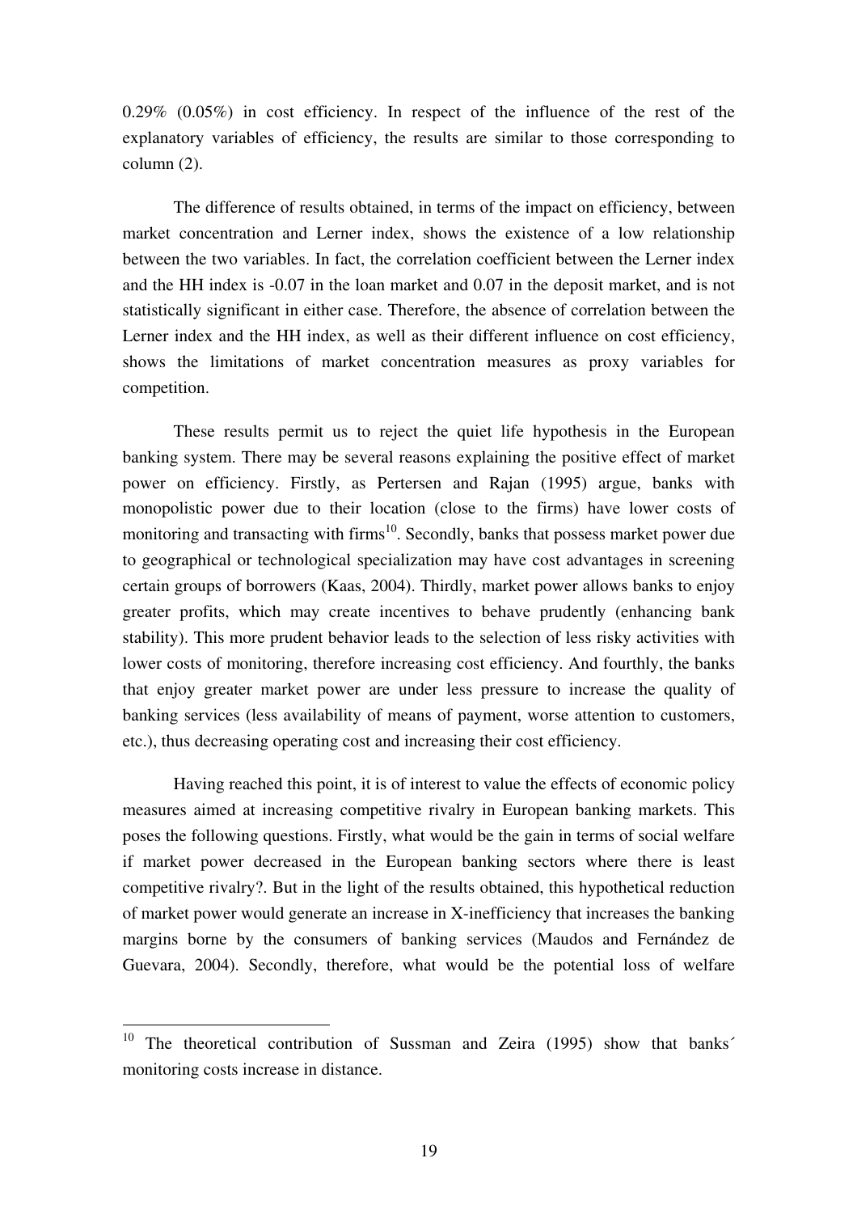0.29% (0.05%) in cost efficiency. In respect of the influence of the rest of the explanatory variables of efficiency, the results are similar to those corresponding to column (2).

The difference of results obtained, in terms of the impact on efficiency, between market concentration and Lerner index, shows the existence of a low relationship between the two variables. In fact, the correlation coefficient between the Lerner index and the HH index is -0.07 in the loan market and 0.07 in the deposit market, and is not statistically significant in either case. Therefore, the absence of correlation between the Lerner index and the HH index, as well as their different influence on cost efficiency, shows the limitations of market concentration measures as proxy variables for competition.

These results permit us to reject the quiet life hypothesis in the European banking system. There may be several reasons explaining the positive effect of market power on efficiency. Firstly, as Pertersen and Rajan (1995) argue, banks with monopolistic power due to their location (close to the firms) have lower costs of monitoring and transacting with firms[10]. Secondly, banks that possess market power due to geographical or technological specialization may have cost advantages in screening certain groups of borrowers (Kaas, 2004). Thirdly, market power allows banks to enjoy greater profits, which may create incentives to behave prudently (enhancing bank stability). This more prudent behavior leads to the selection of less risky activities with lower costs of monitoring, therefore increasing cost efficiency. And fourthly, the banks that enjoy greater market power are under less pressure to increase the quality of banking services (less availability of means of payment, worse attention to customers, etc.), thus decreasing operating cost and increasing their cost efficiency.

Having reached this point, it is of interest to value the effects of economic policy measures aimed at increasing competitive rivalry in European banking markets. This poses the following questions. Firstly, what would be the gain in terms of social welfare if market power decreased in the European banking sectors where there is least competitive rivalry?. But in the light of the results obtained, this hypothetical reduction of market power would generate an increase in X-inefficiency that increases the banking margins borne by the consumers of banking services (Maudos and Fernández de Guevara, 2004). Secondly, therefore, what would be the potential loss of welfare

[10] The theoretical contribution of Sussman and Zeira (1995) show that banks´ monitoring costs increase in distance.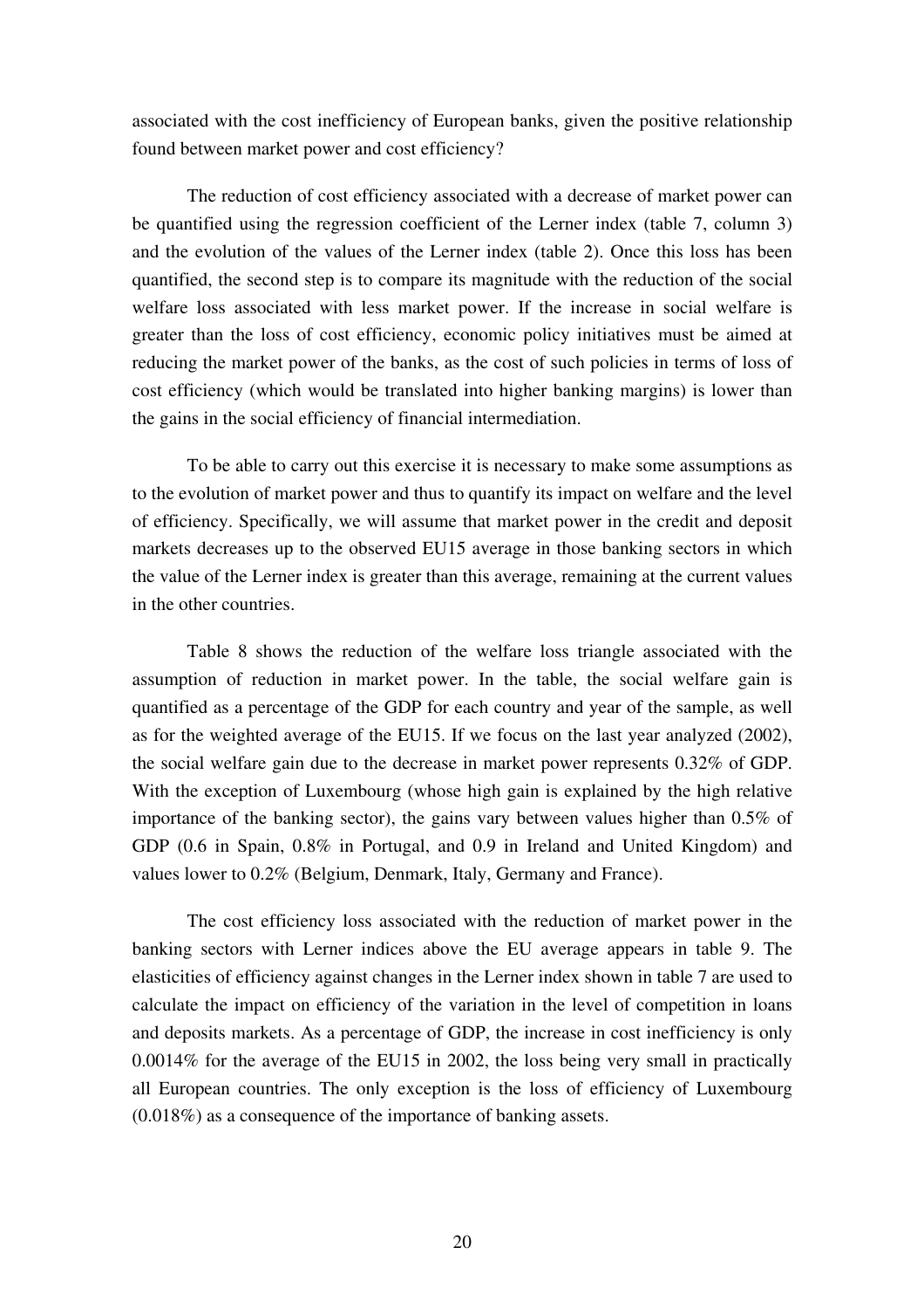associated with the cost inefficiency of European banks, given the positive relationship found between market power and cost efficiency?

The reduction of cost efficiency associated with a decrease of market power can be quantified using the regression coefficient of the Lerner index (table 7, column 3) and the evolution of the values of the Lerner index (table 2). Once this loss has been quantified, the second step is to compare its magnitude with the reduction of the social welfare loss associated with less market power. If the increase in social welfare is greater than the loss of cost efficiency, economic policy initiatives must be aimed at reducing the market power of the banks, as the cost of such policies in terms of loss of cost efficiency (which would be translated into higher banking margins) is lower than the gains in the social efficiency of financial intermediation.

To be able to carry out this exercise it is necessary to make some assumptions as to the evolution of market power and thus to quantify its impact on welfare and the level of efficiency. Specifically, we will assume that market power in the credit and deposit markets decreases up to the observed EU15 average in those banking sectors in which the value of the Lerner index is greater than this average, remaining at the current values in the other countries.

Table 8 shows the reduction of the welfare loss triangle associated with the assumption of reduction in market power. In the table, the social welfare gain is quantified as a percentage of the GDP for each country and year of the sample, as well as for the weighted average of the EU15. If we focus on the last year analyzed (2002), the social welfare gain due to the decrease in market power represents 0.32% of GDP. With the exception of Luxembourg (whose high gain is explained by the high relative importance of the banking sector), the gains vary between values higher than 0.5% of GDP (0.6 in Spain, 0.8% in Portugal, and 0.9 in Ireland and United Kingdom) and values lower to 0.2% (Belgium, Denmark, Italy, Germany and France).

The cost efficiency loss associated with the reduction of market power in the banking sectors with Lerner indices above the EU average appears in table 9. The elasticities of efficiency against changes in the Lerner index shown in table 7 are used to calculate the impact on efficiency of the variation in the level of competition in loans and deposits markets. As a percentage of GDP, the increase in cost inefficiency is only 0.0014% for the average of the EU15 in 2002, the loss being very small in practically all European countries. The only exception is the loss of efficiency of Luxembourg (0.018%) as a consequence of the importance of banking assets.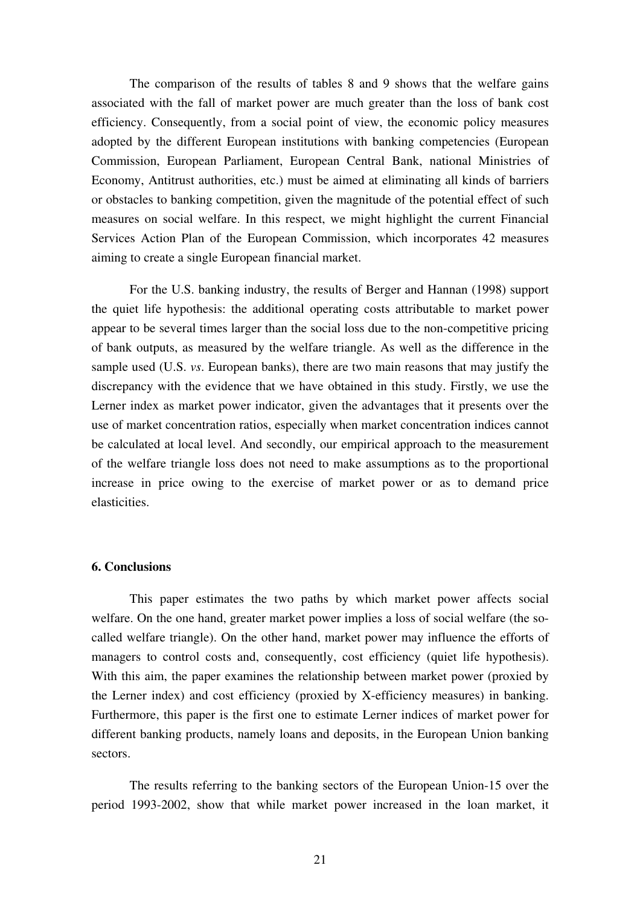The comparison of the results of tables 8 and 9 shows that the welfare gains associated with the fall of market power are much greater than the loss of bank cost efficiency. Consequently, from a social point of view, the economic policy measures adopted by the different European institutions with banking competencies (European Commission, European Parliament, European Central Bank, national Ministries of Economy, Antitrust authorities, etc.) must be aimed at eliminating all kinds of barriers or obstacles to banking competition, given the magnitude of the potential effect of such measures on social welfare. In this respect, we might highlight the current Financial Services Action Plan of the European Commission, which incorporates 42 measures aiming to create a single European financial market.

For the U.S. banking industry, the results of Berger and Hannan (1998) support the quiet life hypothesis: the additional operating costs attributable to market power appear to be several times larger than the social loss due to the non-competitive pricing of bank outputs, as measured by the welfare triangle. As well as the difference in the sample used (U.S. *vs*. European banks), there are two main reasons that may justify the discrepancy with the evidence that we have obtained in this study. Firstly, we use the Lerner index as market power indicator, given the advantages that it presents over the use of market concentration ratios, especially when market concentration indices cannot be calculated at local level. And secondly, our empirical approach to the measurement of the welfare triangle loss does not need to make assumptions as to the proportional increase in price owing to the exercise of market power or as to demand price elasticities.

## 6. Conclusions

This paper estimates the two paths by which market power affects social welfare. On the one hand, greater market power implies a loss of social welfare (the so-called welfare triangle). On the other hand, market power may influence the efforts of managers to control costs and, consequently, cost efficiency (quiet life hypothesis). With this aim, the paper examines the relationship between market power (proxied by the Lerner index) and cost efficiency (proxied by X-efficiency measures) in banking. Furthermore, this paper is the first one to estimate Lerner indices of market power for different banking products, namely loans and deposits, in the European Union banking sectors.

The results referring to the banking sectors of the European Union-15 over the period 1993-2002, show that while market power increased in the loan market, it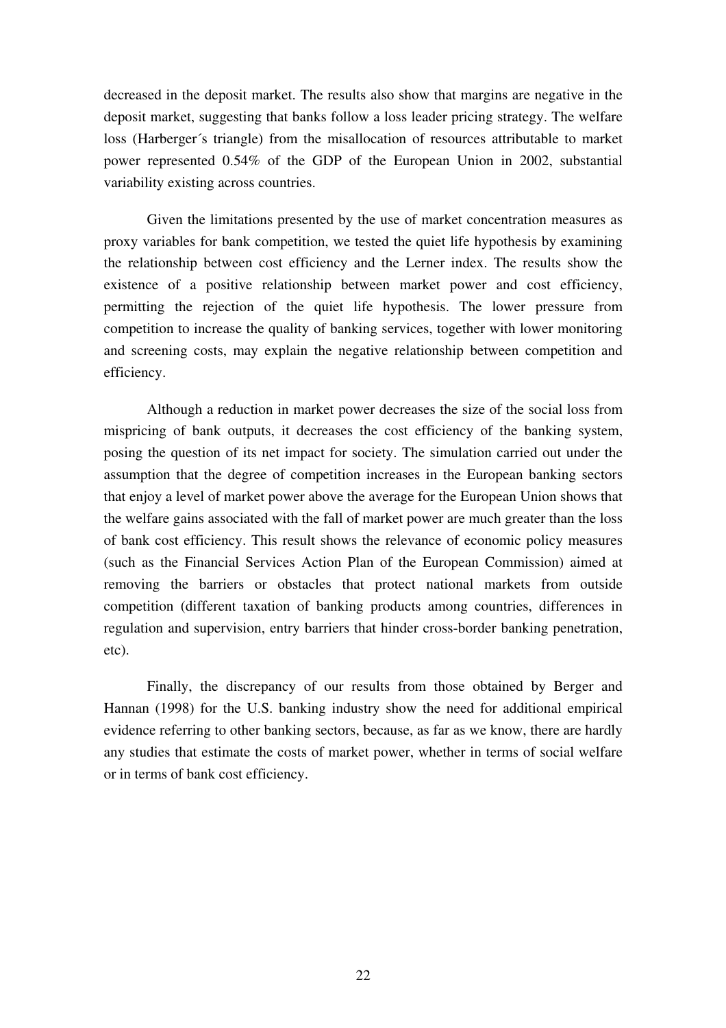decreased in the deposit market. The results also show that margins are negative in the deposit market, suggesting that banks follow a loss leader pricing strategy. The welfare loss (Harberger´s triangle) from the misallocation of resources attributable to market power represented 0.54% of the GDP of the European Union in 2002, substantial variability existing across countries.

Given the limitations presented by the use of market concentration measures as proxy variables for bank competition, we tested the quiet life hypothesis by examining the relationship between cost efficiency and the Lerner index. The results show the existence of a positive relationship between market power and cost efficiency, permitting the rejection of the quiet life hypothesis. The lower pressure from competition to increase the quality of banking services, together with lower monitoring and screening costs, may explain the negative relationship between competition and efficiency.

Although a reduction in market power decreases the size of the social loss from mispricing of bank outputs, it decreases the cost efficiency of the banking system, posing the question of its net impact for society. The simulation carried out under the assumption that the degree of competition increases in the European banking sectors that enjoy a level of market power above the average for the European Union shows that the welfare gains associated with the fall of market power are much greater than the loss of bank cost efficiency. This result shows the relevance of economic policy measures (such as the Financial Services Action Plan of the European Commission) aimed at removing the barriers or obstacles that protect national markets from outside competition (different taxation of banking products among countries, differences in regulation and supervision, entry barriers that hinder cross-border banking penetration, etc).

Finally, the discrepancy of our results from those obtained by Berger and Hannan (1998) for the U.S. banking industry show the need for additional empirical evidence referring to other banking sectors, because, as far as we know, there are hardly any studies that estimate the costs of market power, whether in terms of social welfare or in terms of bank cost efficiency.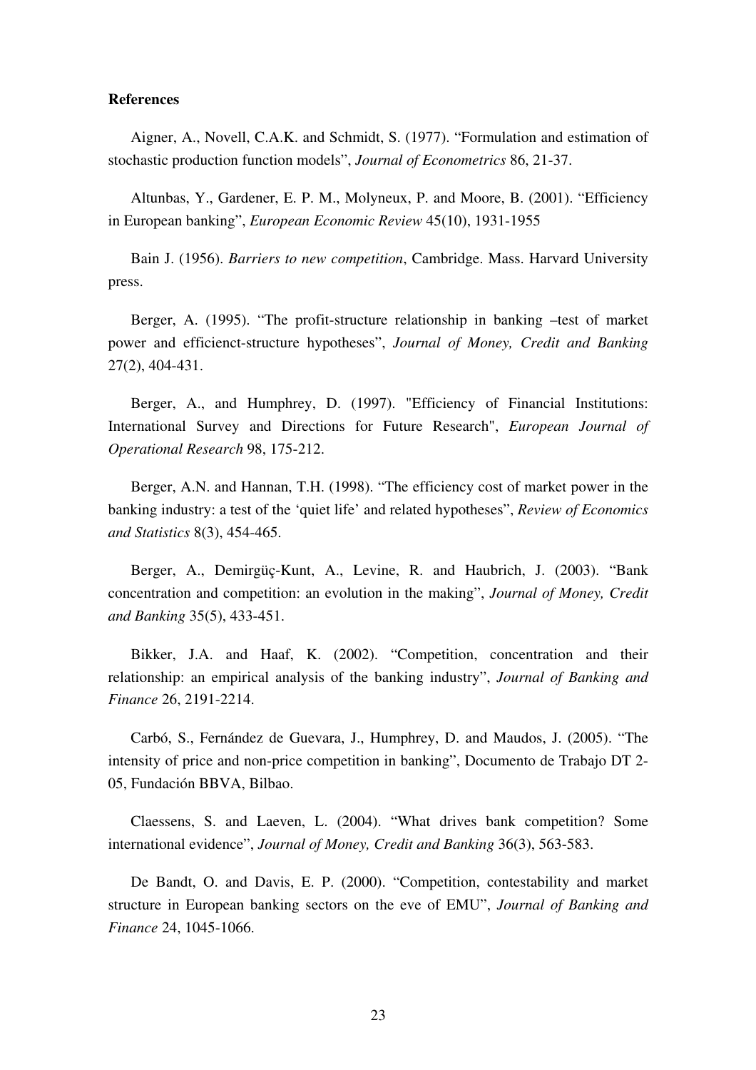**References**

Aigner, A., Novell, C.A.K. and Schmidt, S. (1977). "Formulation and estimation of stochastic production function models", *Journal of Econometrics* 86, 21-37.

Altunbas, Y., Gardener, E. P. M., Molyneux, P. and Moore, B. (2001). "Efficiency in European banking", *European Economic Review* 45(10), 1931-1955

Bain J. (1956). *Barriers to new competition*, Cambridge. Mass. Harvard University press.

Berger, A. (1995). "The profit-structure relationship in banking –test of market power and efficienct-structure hypotheses", *Journal of Money, Credit and Banking* 27(2), 404-431.

Berger, A., and Humphrey, D. (1997). "Efficiency of Financial Institutions: International Survey and Directions for Future Research", *European Journal of Operational Research* 98, 175-212.

Berger, A.N. and Hannan, T.H. (1998). "The efficiency cost of market power in the banking industry: a test of the 'quiet life' and related hypotheses", *Review of Economics and Statistics* 8(3), 454-465.

Berger, A., Demirgüç-Kunt, A., Levine, R. and Haubrich, J. (2003). "Bank concentration and competition: an evolution in the making", *Journal of Money, Credit and Banking* 35(5), 433-451.

Bikker, J.A. and Haaf, K. (2002). "Competition, concentration and their relationship: an empirical analysis of the banking industry", *Journal of Banking and Finance* 26, 2191-2214.

Carbó, S., Fernández de Guevara, J., Humphrey, D. and Maudos, J. (2005). "The intensity of price and non-price competition in banking", Documento de Trabajo DT 2-05, Fundación BBVA, Bilbao.

Claessens, S. and Laeven, L. (2004). "What drives bank competition? Some international evidence", *Journal of Money, Credit and Banking* 36(3), 563-583.

De Bandt, O. and Davis, E. P. (2000). "Competition, contestability and market structure in European banking sectors on the eve of EMU", *Journal of Banking and Finance* 24, 1045-1066.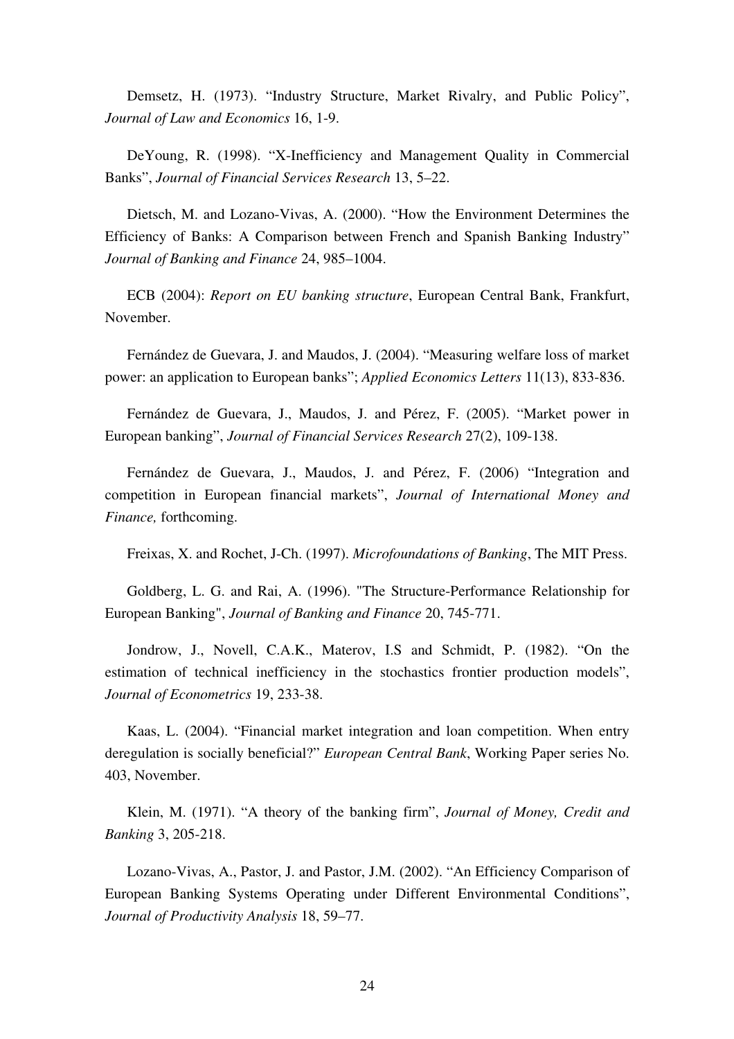Demsetz, H. (1973). "Industry Structure, Market Rivalry, and Public Policy", *Journal of Law and Economics* 16, 1-9.

DeYoung, R. (1998). "X-Inefficiency and Management Quality in Commercial Banks", *Journal of Financial Services Research* 13, 5–22.

Dietsch, M. and Lozano-Vivas, A. (2000). "How the Environment Determines the Efficiency of Banks: A Comparison between French and Spanish Banking Industry" *Journal of Banking and Finance* 24, 985–1004.

ECB (2004): *Report on EU banking structure*, European Central Bank, Frankfurt, November.

Fernández de Guevara, J. and Maudos, J. (2004). "Measuring welfare loss of market power: an application to European banks"; *Applied Economics Letters* 11(13), 833-836.

Fernández de Guevara, J., Maudos, J. and Pérez, F. (2005). "Market power in European banking", *Journal of Financial Services Research* 27(2), 109-138.

Fernández de Guevara, J., Maudos, J. and Pérez, F. (2006) "Integration and competition in European financial markets", *Journal of International Money and Finance,* forthcoming.

Freixas, X. and Rochet, J-Ch. (1997). *Microfoundations of Banking*, The MIT Press.

Goldberg, L. G. and Rai, A. (1996). "The Structure-Performance Relationship for European Banking", *Journal of Banking and Finance* 20, 745-771.

Jondrow, J., Novell, C.A.K., Materov, I.S and Schmidt, P. (1982). "On the estimation of technical inefficiency in the stochastics frontier production models", *Journal of Econometrics* 19, 233-38.

Kaas, L. (2004). "Financial market integration and loan competition. When entry deregulation is socially beneficial?" *European Central Bank*, Working Paper series No. 403, November.

Klein, M. (1971). "A theory of the banking firm", *Journal of Money, Credit and Banking* 3, 205-218.

Lozano-Vivas, A., Pastor, J. and Pastor, J.M. (2002). "An Efficiency Comparison of European Banking Systems Operating under Different Environmental Conditions", *Journal of Productivity Analysis* 18, 59–77.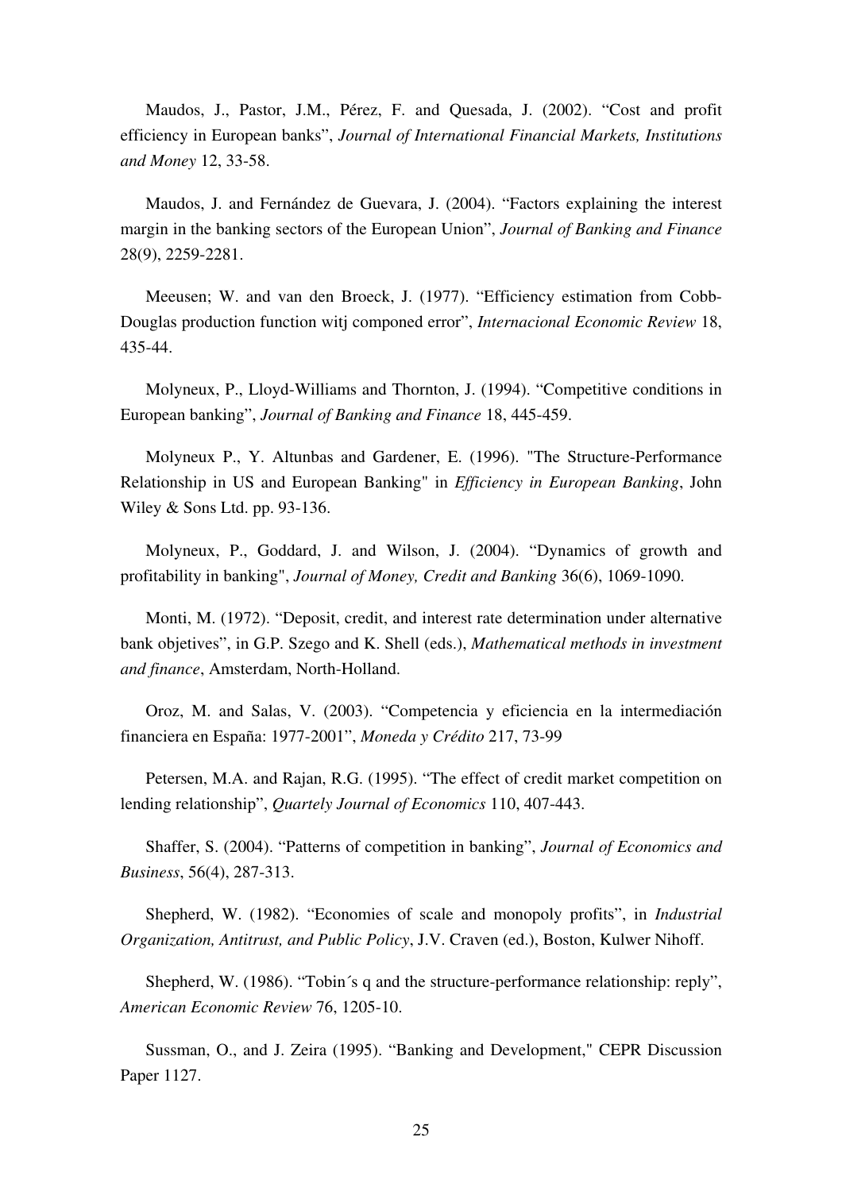Maudos, J., Pastor, J.M., Pérez, F. and Quesada, J. (2002). "Cost and profit efficiency in European banks", *Journal of International Financial Markets, Institutions and Money* 12, 33-58.

Maudos, J. and Fernández de Guevara, J. (2004). "Factors explaining the interest margin in the banking sectors of the European Union", *Journal of Banking and Finance* 28(9), 2259-2281.

Meeusen; W. and van den Broeck, J. (1977). "Efficiency estimation from Cobb-Douglas production function witj componed error", *Internacional Economic Review* 18, 435-44.

Molyneux, P., Lloyd-Williams and Thornton, J. (1994). "Competitive conditions in European banking", *Journal of Banking and Finance* 18, 445-459.

Molyneux P., Y. Altunbas and Gardener, E. (1996). "The Structure-Performance Relationship in US and European Banking" in *Efficiency in European Banking*, John Wiley & Sons Ltd. pp. 93-136.

Molyneux, P., Goddard, J. and Wilson, J. (2004). "Dynamics of growth and profitability in banking", *Journal of Money, Credit and Banking* 36(6), 1069-1090.

Monti, M. (1972). "Deposit, credit, and interest rate determination under alternative bank objetives", in G.P. Szego and K. Shell (eds.), *Mathematical methods in investment and finance*, Amsterdam, North-Holland.

Oroz, M. and Salas, V. (2003). "Competencia y eficiencia en la intermediación financiera en España: 1977-2001", *Moneda y Crédito* 217, 73-99

Petersen, M.A. and Rajan, R.G. (1995). "The effect of credit market competition on lending relationship", *Quartely Journal of Economics* 110, 407-443.

Shaffer, S. (2004). "Patterns of competition in banking", *Journal of Economics and Business*, 56(4), 287-313.

Shepherd, W. (1982). "Economies of scale and monopoly profits", in *Industrial Organization, Antitrust, and Public Policy*, J.V. Craven (ed.), Boston, Kulwer Nihoff.

Shepherd, W. (1986). "Tobin´s q and the structure-performance relationship: reply", *American Economic Review* 76, 1205-10.

Sussman, O., and J. Zeira (1995). "Banking and Development," CEPR Discussion Paper 1127.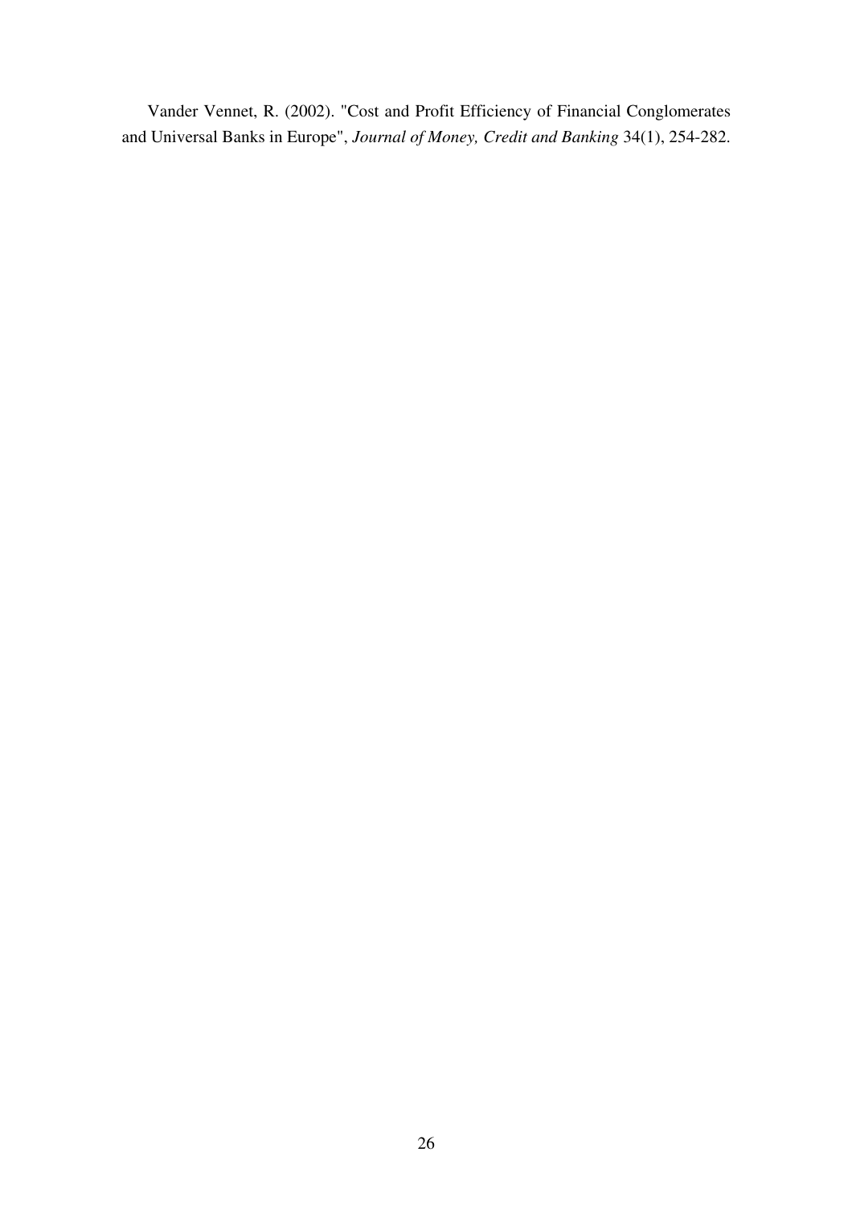Vander Vennet, R. (2002). "Cost and Profit Efficiency of Financial Conglomerates and Universal Banks in Europe", *Journal of Money, Credit and Banking* 34(1), 254-282.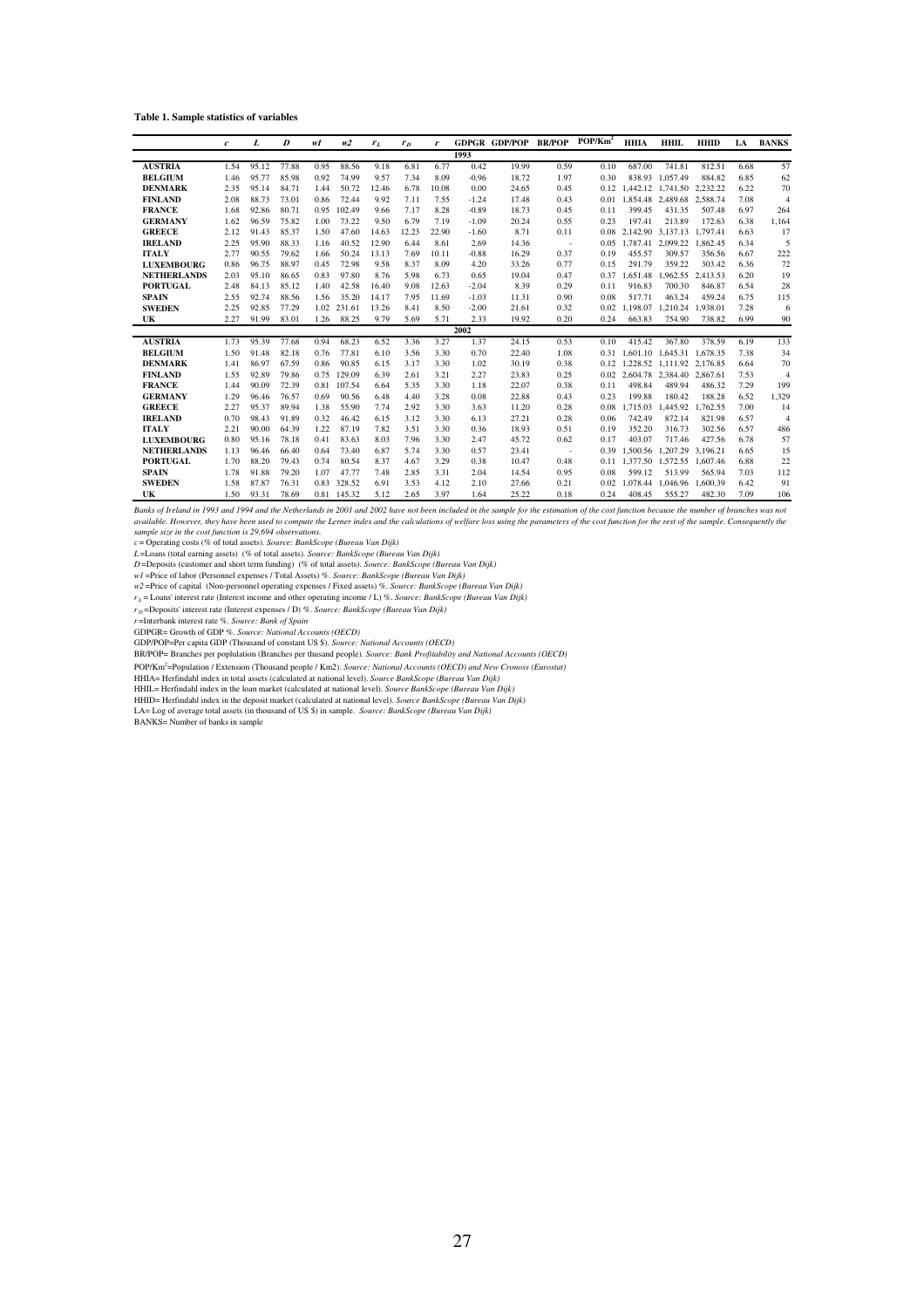**Table 1. Sample statistics of variables**

| | $c$ | $L$ | $D$ | $w1$ | $w2$ | $r_L$ | $r_D$ | $r$ | GDPGR | GDP/POP | BR/POP | POP/Km$^2$ | HHIA | HHIL | HHID | LA | BANKS |
|---|---|---|---|---|---|---|---|---|---|---|---|---|---|---|---|---|---|
| | | | | | | | | | **1993** | | | | | | | | |
| **AUSTRIA** | 1.54 | 95.12 | 77.88 | 0.95 | 88.56 | 9.18 | 6.81 | 6.77 | 0.42 | 19.99 | 0.59 | 0.10 | 687.00 | 741.81 | 812.51 | 6.68 | 57 |
| **BELGIUM** | 1.46 | 95.77 | 85.98 | 0.92 | 74.99 | 9.57 | 7.34 | 8.09 | -0.96 | 18.72 | 1.97 | 0.30 | 838.93 | 1,057.49 | 884.82 | 6.85 | 62 |
| **DENMARK** | 2.35 | 95.14 | 84.71 | 1.44 | 50.72 | 12.46 | 6.78 | 10.08 | 0.00 | 24.65 | 0.45 | 0.12 | 1,442.12 | 1,741.50 | 2,232.22 | 6.22 | 70 |
| **FINLAND** | 2.08 | 88.73 | 73.01 | 0.86 | 72.44 | 9.92 | 7.11 | 7.55 | -1.24 | 17.48 | 0.43 | 0.01 | 1,854.48 | 2,489.68 | 2,588.74 | 7.08 | 4 |
| **FRANCE** | 1.68 | 92.86 | 80.71 | 0.95 | 102.49 | 9.66 | 7.17 | 8.28 | -0.89 | 18.73 | 0.45 | 0.11 | 399.45 | 431.35 | 507.48 | 6.97 | 264 |
| **GERMANY** | 1.62 | 96.59 | 75.82 | 1.00 | 73.22 | 9.50 | 6.79 | 7.19 | -1.09 | 20.24 | 0.55 | 0.23 | 197.41 | 213.89 | 172.63 | 6.38 | 1,164 |
| **GREECE** | 2.12 | 91.43 | 85.37 | 1.50 | 47.60 | 14.63 | 12.23 | 22.90 | -1.60 | 8.71 | 0.11 | 0.08 | 2,142.90 | 3,137.13 | 1,797.41 | 6.63 | 17 |
| **IRELAND** | 2.25 | 95.90 | 88.33 | 1.16 | 40.52 | 12.90 | 6.44 | 8.61 | 2.69 | 14.36 | - | 0.05 | 1,787.41 | 2,099.22 | 1,862.45 | 6.34 | 5 |
| **ITALY** | 2.77 | 90.55 | 79.62 | 1.66 | 50.24 | 13.13 | 7.69 | 10.11 | -0.88 | 16.29 | 0.37 | 0.19 | 455.57 | 309.57 | 356.56 | 6.67 | 222 |
| **LUXEMBOURG** | 0.86 | 96.75 | 88.97 | 0.45 | 72.98 | 9.58 | 8.37 | 8.09 | 4.20 | 33.26 | 0.77 | 0.15 | 291.79 | 359.22 | 303.42 | 6.36 | 72 |
| **NETHERLANDS** | 2.03 | 95.10 | 86.65 | 0.83 | 97.80 | 8.76 | 5.98 | 6.73 | 0.65 | 19.04 | 0.47 | 0.37 | 1,651.48 | 1,962.55 | 2,413.53 | 6.20 | 19 |
| **PORTUGAL** | 2.48 | 84.13 | 85.12 | 1.40 | 42.58 | 16.40 | 9.08 | 12.63 | -2.04 | 8.39 | 0.29 | 0.11 | 916.83 | 700.30 | 846.87 | 6.54 | 28 |
| **SPAIN** | 2.55 | 92.74 | 88.56 | 1.56 | 35.20 | 14.17 | 7.95 | 11.69 | -1.03 | 11.31 | 0.90 | 0.08 | 517.71 | 463.24 | 459.24 | 6.75 | 115 |
| **SWEDEN** | 2.25 | 92.85 | 77.29 | 1.02 | 231.61 | 13.26 | 8.41 | 8.50 | -2.00 | 21.61 | 0.32 | 0.02 | 1,198.07 | 1,210.24 | 1,938.01 | 7.28 | 6 |
| **UK** | 2.27 | 91.99 | 83.01 | 1.26 | 88.25 | 9.79 | 5.69 | 5.71 | 2.33 | 19.92 | 0.20 | 0.24 | 663.83 | 754.90 | 738.82 | 6.99 | 90 |
| | | | | | | | | | **2002** | | | | | | | | |
| **AUSTRIA** | 1.73 | 95.39 | 77.68 | 0.94 | 68.23 | 6.52 | 3.36 | 3.27 | 1.37 | 24.15 | 0.53 | 0.10 | 415.42 | 367.80 | 378.59 | 6.19 | 133 |
| **BELGIUM** | 1.50 | 91.48 | 82.18 | 0.76 | 77.81 | 6.10 | 3.56 | 3.30 | 0.70 | 22.40 | 1.08 | 0.31 | 1,601.10 | 1,645.31 | 1,678.35 | 7.38 | 34 |
| **DENMARK** | 1.41 | 86.97 | 67.59 | 0.86 | 90.85 | 6.15 | 3.17 | 3.30 | 1.02 | 30.19 | 0.38 | 0.12 | 1,228.52 | 1,111.92 | 2,176.85 | 6.64 | 70 |
| **FINLAND** | 1.55 | 92.89 | 79.86 | 0.75 | 129.09 | 6.39 | 2.61 | 3.21 | 2.27 | 23.83 | 0.25 | 0.02 | 2,604.78 | 2,384.40 | 2,867.61 | 7.53 | 4 |
| **FRANCE** | 1.44 | 90.09 | 72.39 | 0.81 | 107.54 | 6.64 | 5.35 | 3.30 | 1.18 | 22.07 | 0.38 | 0.11 | 498.84 | 489.94 | 486.32 | 7.29 | 199 |
| **GERMANY** | 1.29 | 96.46 | 76.57 | 0.69 | 90.56 | 6.48 | 4.40 | 3.28 | 0.08 | 22.88 | 0.43 | 0.23 | 199.88 | 180.42 | 188.28 | 6.52 | 1,329 |
| **GREECE** | 2.27 | 95.37 | 89.94 | 1.38 | 55.90 | 7.74 | 2.92 | 3.30 | 3.63 | 11.20 | 0.28 | 0.08 | 1,715.03 | 1,445.92 | 1,762.55 | 7.00 | 14 |
| **IRELAND** | 0.70 | 98.43 | 91.89 | 0.32 | 46.42 | 6.15 | 3.12 | 3.30 | 6.13 | 27.21 | 0.28 | 0.06 | 742.49 | 872.14 | 821.98 | 6.57 | 4 |
| **ITALY** | 2.21 | 90.00 | 64.39 | 1.22 | 87.19 | 7.82 | 3.51 | 3.30 | 0.36 | 18.93 | 0.51 | 0.19 | 352.20 | 316.73 | 302.56 | 6.57 | 486 |
| **LUXEMBOURG** | 0.80 | 95.16 | 78.18 | 0.41 | 83.63 | 8.03 | 7.96 | 3.30 | 2.47 | 45.72 | 0.62 | 0.17 | 403.07 | 717.46 | 427.56 | 6.78 | 57 |
| **NETHERLANDS** | 1.13 | 96.46 | 66.40 | 0.64 | 73.40 | 6.87 | 5.74 | 3.30 | 0.57 | 23.41 | - | 0.39 | 1,500.56 | 1,207.29 | 3,196.21 | 6.65 | 15 |
| **PORTUGAL** | 1.70 | 88.20 | 79.43 | 0.74 | 80.54 | 8.37 | 4.67 | 3.29 | 0.38 | 10.47 | 0.48 | 0.11 | 1,377.50 | 1,572.55 | 1,607.46 | 6.88 | 22 |
| **SPAIN** | 1.78 | 91.88 | 79.20 | 1.07 | 47.77 | 7.48 | 2.85 | 3.31 | 2.04 | 14.54 | 0.95 | 0.08 | 599.12 | 513.99 | 565.94 | 7.03 | 112 |
| **SWEDEN** | 1.58 | 87.87 | 76.31 | 0.83 | 328.52 | 6.91 | 3.53 | 4.12 | 2.10 | 27.66 | 0.21 | 0.02 | 1,078.44 | 1,046.96 | 1,600.39 | 6.42 | 91 |
| **UK** | 1.50 | 93.31 | 78.69 | 0.81 | 145.32 | 5.12 | 2.65 | 3.97 | 1.64 | 25.22 | 0.18 | 0.24 | 408.45 | 555.27 | 482.30 | 7.09 | 106 |

*Banks of Ireland in 1993 and 1994 and the Netherlands in 2001 and 2002 have not been included in the sample for the estimation of the cost function because the number of branches was not available. However, they have been used to compute the Lerner index and the calculations of welfare loss using the parameters of the cost function for the rest of the sample. Consequently the sample size in the cost function is 29,694 observations.*

$c$ = Operating costs (% of total assets). *Source: BankScope (Bureau Van Dijk)*

$L$ =Loans (total earning assets) (% of total assets). *Source: BankScope (Bureau Van Dijk)*

$D$ =Deposits (customer and short term funding) (% of total assets). *Source: BankScope (Bureau Van Dijk)*

$w1$ =Price of labor (Personnel expenses / Total Assets) %. *Source: BankScope (Bureau Van Dijk)*

$w2$ =Price of capital (Non-personnel operating expenses / Fixed assets) %. *Source: BankScope (Bureau Van Dijk)*

$r_L$ = Loans' interest rate (Interest income and other operating income / L) %. *Source: BankScope (Bureau Van Dijk)*

$r_D$ =Deposits' interest rate (Interest expenses / D) %. *Source: BankScope (Bureau Van Dijk)*

$r$ =Interbank interest rate %. *Source: Bank of Spain*

GDPGR= Growth of GDP %. *Source: National Accounts (OECD)*

GDP/POP=Per capita GDP (Thousand of constant US $). *Source: National Accounts (OECD)*

BR/POP= Branches per poplulation (Branches per thusand people). *Source: Bank Profitability and National Accounts (OECD)*

POP/Km$^2$=Population / Extension (Thousand people / Km2). *Source: National Accounts (OECD) and New Cronoss (Eurostat)*

HHIA= Herfindahl index in total assets (calculated at national level). *Source BankScope (Bureau Van Dijk)*

HHIL= Herfindahl index in the loan market (calculated at national level). *Source BankScope (Bureau Van Dijk)*

HHID= Herfindahl index in the deposit market (calculated at national level). *Source BankScope (Bureau Van Dijk)*

LA= Log of average total assets (in thousand of US $) in sample. *Source: BankScope (Bureau Van Dijk)*

BANKS= Number of banks in sample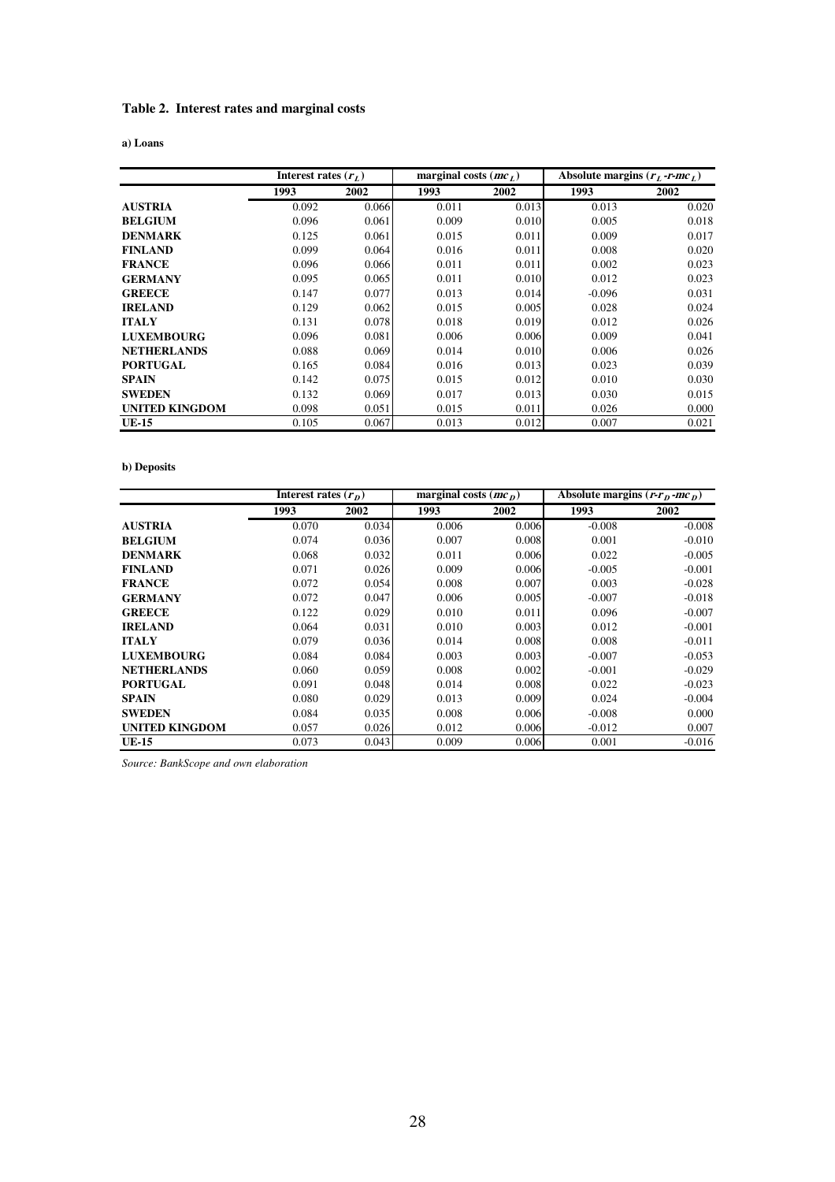### Table 2. Interest rates and marginal costs

**a) Loans**

| | Interest rates ($r_L$) | | marginal costs ($mc_L$) | | Absolute margins ($r_L$ -$r$-$mc_L$) | |
|---|---|---|---|---|---|---|
| | **1993** | **2002** | **1993** | **2002** | **1993** | **2002** |
| **AUSTRIA** | 0.092 | 0.066 | 0.011 | 0.013 | 0.013 | 0.020 |
| **BELGIUM** | 0.096 | 0.061 | 0.009 | 0.010 | 0.005 | 0.018 |
| **DENMARK** | 0.125 | 0.061 | 0.015 | 0.011 | 0.009 | 0.017 |
| **FINLAND** | 0.099 | 0.064 | 0.016 | 0.011 | 0.008 | 0.020 |
| **FRANCE** | 0.096 | 0.066 | 0.011 | 0.011 | 0.002 | 0.023 |
| **GERMANY** | 0.095 | 0.065 | 0.011 | 0.010 | 0.012 | 0.023 |
| **GREECE** | 0.147 | 0.077 | 0.013 | 0.014 | -0.096 | 0.031 |
| **IRELAND** | 0.129 | 0.062 | 0.015 | 0.005 | 0.028 | 0.024 |
| **ITALY** | 0.131 | 0.078 | 0.018 | 0.019 | 0.012 | 0.026 |
| **LUXEMBOURG** | 0.096 | 0.081 | 0.006 | 0.006 | 0.009 | 0.041 |
| **NETHERLANDS** | 0.088 | 0.069 | 0.014 | 0.010 | 0.006 | 0.026 |
| **PORTUGAL** | 0.165 | 0.084 | 0.016 | 0.013 | 0.023 | 0.039 |
| **SPAIN** | 0.142 | 0.075 | 0.015 | 0.012 | 0.010 | 0.030 |
| **SWEDEN** | 0.132 | 0.069 | 0.017 | 0.013 | 0.030 | 0.015 |
| **UNITED KINGDOM** | 0.098 | 0.051 | 0.015 | 0.011 | 0.026 | 0.000 |
| **UE-15** | 0.105 | 0.067 | 0.013 | 0.012 | 0.007 | 0.021 |

**b) Deposits**

| | Interest rates ($r_D$) | | marginal costs ($mc_D$) | | Absolute margins ($r$-$r_D$ -$mc_D$) | |
|---|---|---|---|---|---|---|
| | **1993** | **2002** | **1993** | **2002** | **1993** | **2002** |
| **AUSTRIA** | 0.070 | 0.034 | 0.006 | 0.006 | -0.008 | -0.008 |
| **BELGIUM** | 0.074 | 0.036 | 0.007 | 0.008 | 0.001 | -0.010 |
| **DENMARK** | 0.068 | 0.032 | 0.011 | 0.006 | 0.022 | -0.005 |
| **FINLAND** | 0.071 | 0.026 | 0.009 | 0.006 | -0.005 | -0.001 |
| **FRANCE** | 0.072 | 0.054 | 0.008 | 0.007 | 0.003 | -0.028 |
| **GERMANY** | 0.072 | 0.047 | 0.006 | 0.005 | -0.007 | -0.018 |
| **GREECE** | 0.122 | 0.029 | 0.010 | 0.011 | 0.096 | -0.007 |
| **IRELAND** | 0.064 | 0.031 | 0.010 | 0.003 | 0.012 | -0.001 |
| **ITALY** | 0.079 | 0.036 | 0.014 | 0.008 | 0.008 | -0.011 |
| **LUXEMBOURG** | 0.084 | 0.084 | 0.003 | 0.003 | -0.007 | -0.053 |
| **NETHERLANDS** | 0.060 | 0.059 | 0.008 | 0.002 | -0.001 | -0.029 |
| **PORTUGAL** | 0.091 | 0.048 | 0.014 | 0.008 | 0.022 | -0.023 |
| **SPAIN** | 0.080 | 0.029 | 0.013 | 0.009 | 0.024 | -0.004 |
| **SWEDEN** | 0.084 | 0.035 | 0.008 | 0.006 | -0.008 | 0.000 |
| **UNITED KINGDOM** | 0.057 | 0.026 | 0.012 | 0.006 | -0.012 | 0.007 |
| **UE-15** | 0.073 | 0.043 | 0.009 | 0.006 | 0.001 | -0.016 |

*Source: BankScope and own elaboration*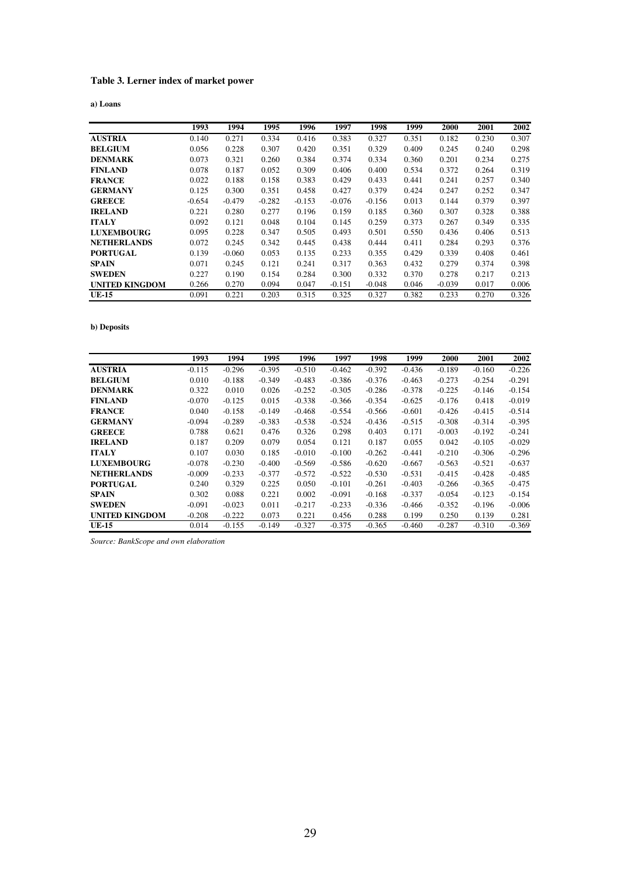**Table 3. Lerner index of market power**

**a) Loans**

| | 1993 | 1994 | 1995 | 1996 | 1997 | 1998 | 1999 | 2000 | 2001 | 2002 |
|---|---|---|---|---|---|---|---|---|---|---|
| **AUSTRIA** | 0.140 | 0.271 | 0.334 | 0.416 | 0.383 | 0.327 | 0.351 | 0.182 | 0.230 | 0.307 |
| **BELGIUM** | 0.056 | 0.228 | 0.307 | 0.420 | 0.351 | 0.329 | 0.409 | 0.245 | 0.240 | 0.298 |
| **DENMARK** | 0.073 | 0.321 | 0.260 | 0.384 | 0.374 | 0.334 | 0.360 | 0.201 | 0.234 | 0.275 |
| **FINLAND** | 0.078 | 0.187 | 0.052 | 0.309 | 0.406 | 0.400 | 0.534 | 0.372 | 0.264 | 0.319 |
| **FRANCE** | 0.022 | 0.188 | 0.158 | 0.383 | 0.429 | 0.433 | 0.441 | 0.241 | 0.257 | 0.340 |
| **GERMANY** | 0.125 | 0.300 | 0.351 | 0.458 | 0.427 | 0.379 | 0.424 | 0.247 | 0.252 | 0.347 |
| **GREECE** | -0.654 | -0.479 | -0.282 | -0.153 | -0.076 | -0.156 | 0.013 | 0.144 | 0.379 | 0.397 |
| **IRELAND** | 0.221 | 0.280 | 0.277 | 0.196 | 0.159 | 0.185 | 0.360 | 0.307 | 0.328 | 0.388 |
| **ITALY** | 0.092 | 0.121 | 0.048 | 0.104 | 0.145 | 0.259 | 0.373 | 0.267 | 0.349 | 0.335 |
| **LUXEMBOURG** | 0.095 | 0.228 | 0.347 | 0.505 | 0.493 | 0.501 | 0.550 | 0.436 | 0.406 | 0.513 |
| **NETHERLANDS** | 0.072 | 0.245 | 0.342 | 0.445 | 0.438 | 0.444 | 0.411 | 0.284 | 0.293 | 0.376 |
| **PORTUGAL** | 0.139 | -0.060 | 0.053 | 0.135 | 0.233 | 0.355 | 0.429 | 0.339 | 0.408 | 0.461 |
| **SPAIN** | 0.071 | 0.245 | 0.121 | 0.241 | 0.317 | 0.363 | 0.432 | 0.279 | 0.374 | 0.398 |
| **SWEDEN** | 0.227 | 0.190 | 0.154 | 0.284 | 0.300 | 0.332 | 0.370 | 0.278 | 0.217 | 0.213 |
| **UNITED KINGDOM** | 0.266 | 0.270 | 0.094 | 0.047 | -0.151 | -0.048 | 0.046 | -0.039 | 0.017 | 0.006 |
| **UE-15** | 0.091 | 0.221 | 0.203 | 0.315 | 0.325 | 0.327 | 0.382 | 0.233 | 0.270 | 0.326 |

**b) Deposits**

| | 1993 | 1994 | 1995 | 1996 | 1997 | 1998 | 1999 | 2000 | 2001 | 2002 |
|---|---|---|---|---|---|---|---|---|---|---|
| **AUSTRIA** | -0.115 | -0.296 | -0.395 | -0.510 | -0.462 | -0.392 | -0.436 | -0.189 | -0.160 | -0.226 |
| **BELGIUM** | 0.010 | -0.188 | -0.349 | -0.483 | -0.386 | -0.376 | -0.463 | -0.273 | -0.254 | -0.291 |
| **DENMARK** | 0.322 | 0.010 | 0.026 | -0.252 | -0.305 | -0.286 | -0.378 | -0.225 | -0.146 | -0.154 |
| **FINLAND** | -0.070 | -0.125 | 0.015 | -0.338 | -0.366 | -0.354 | -0.625 | -0.176 | 0.418 | -0.019 |
| **FRANCE** | 0.040 | -0.158 | -0.149 | -0.468 | -0.554 | -0.566 | -0.601 | -0.426 | -0.415 | -0.514 |
| **GERMANY** | -0.094 | -0.289 | -0.383 | -0.538 | -0.524 | -0.436 | -0.515 | -0.308 | -0.314 | -0.395 |
| **GREECE** | 0.788 | 0.621 | 0.476 | 0.326 | 0.298 | 0.403 | 0.171 | -0.003 | -0.192 | -0.241 |
| **IRELAND** | 0.187 | 0.209 | 0.079 | 0.054 | 0.121 | 0.187 | 0.055 | 0.042 | -0.105 | -0.029 |
| **ITALY** | 0.107 | 0.030 | 0.185 | -0.010 | -0.100 | -0.262 | -0.441 | -0.210 | -0.306 | -0.296 |
| **LUXEMBOURG** | -0.078 | -0.230 | -0.400 | -0.569 | -0.586 | -0.620 | -0.667 | -0.563 | -0.521 | -0.637 |
| **NETHERLANDS** | -0.009 | -0.233 | -0.377 | -0.572 | -0.522 | -0.530 | -0.531 | -0.415 | -0.428 | -0.485 |
| **PORTUGAL** | 0.240 | 0.329 | 0.225 | 0.050 | -0.101 | -0.261 | -0.403 | -0.266 | -0.365 | -0.475 |
| **SPAIN** | 0.302 | 0.088 | 0.221 | 0.002 | -0.091 | -0.168 | -0.337 | -0.054 | -0.123 | -0.154 |
| **SWEDEN** | -0.091 | -0.023 | 0.011 | -0.217 | -0.233 | -0.336 | -0.466 | -0.352 | -0.196 | -0.006 |
| **UNITED KINGDOM** | -0.208 | -0.222 | 0.073 | 0.221 | 0.456 | 0.288 | 0.199 | 0.250 | 0.139 | 0.281 |
| **UE-15** | 0.014 | -0.155 | -0.149 | -0.327 | -0.375 | -0.365 | -0.460 | -0.287 | -0.310 | -0.369 |

*Source: BankScope and own elaboration*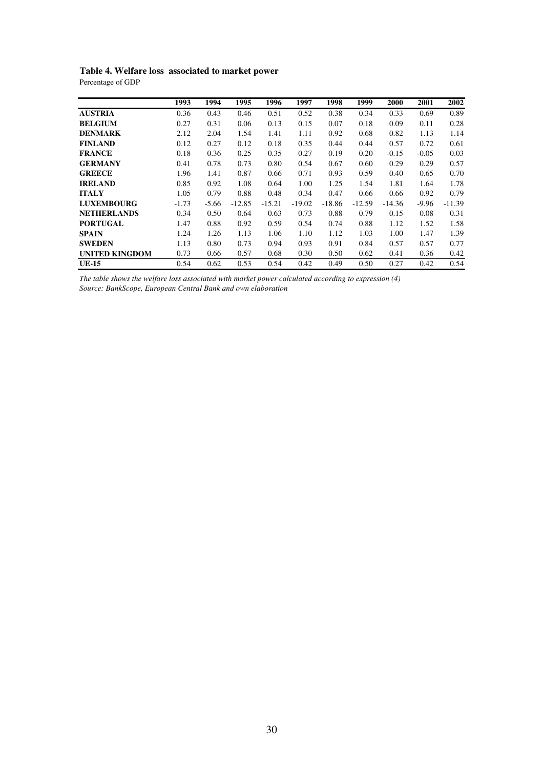**Table 4. Welfare loss associated to market power**

Percentage of GDP

| | 1993 | 1994 | 1995 | 1996 | 1997 | 1998 | 1999 | 2000 | 2001 | 2002 |
|---|---|---|---|---|---|---|---|---|---|---|
| **AUSTRIA** | 0.36 | 0.43 | 0.46 | 0.51 | 0.52 | 0.38 | 0.34 | 0.33 | 0.69 | 0.89 |
| **BELGIUM** | 0.27 | 0.31 | 0.06 | 0.13 | 0.15 | 0.07 | 0.18 | 0.09 | 0.11 | 0.28 |
| **DENMARK** | 2.12 | 2.04 | 1.54 | 1.41 | 1.11 | 0.92 | 0.68 | 0.82 | 1.13 | 1.14 |
| **FINLAND** | 0.12 | 0.27 | 0.12 | 0.18 | 0.35 | 0.44 | 0.44 | 0.57 | 0.72 | 0.61 |
| **FRANCE** | 0.18 | 0.36 | 0.25 | 0.35 | 0.27 | 0.19 | 0.20 | -0.15 | -0.05 | 0.03 |
| **GERMANY** | 0.41 | 0.78 | 0.73 | 0.80 | 0.54 | 0.67 | 0.60 | 0.29 | 0.29 | 0.57 |
| **GREECE** | 1.96 | 1.41 | 0.87 | 0.66 | 0.71 | 0.93 | 0.59 | 0.40 | 0.65 | 0.70 |
| **IRELAND** | 0.85 | 0.92 | 1.08 | 0.64 | 1.00 | 1.25 | 1.54 | 1.81 | 1.64 | 1.78 |
| **ITALY** | 1.05 | 0.79 | 0.88 | 0.48 | 0.34 | 0.47 | 0.66 | 0.66 | 0.92 | 0.79 |
| **LUXEMBOURG** | -1.73 | -5.66 | -12.85 | -15.21 | -19.02 | -18.86 | -12.59 | -14.36 | -9.96 | -11.39 |
| **NETHERLANDS** | 0.34 | 0.50 | 0.64 | 0.63 | 0.73 | 0.88 | 0.79 | 0.15 | 0.08 | 0.31 |
| **PORTUGAL** | 1.47 | 0.88 | 0.92 | 0.59 | 0.54 | 0.74 | 0.88 | 1.12 | 1.52 | 1.58 |
| **SPAIN** | 1.24 | 1.26 | 1.13 | 1.06 | 1.10 | 1.12 | 1.03 | 1.00 | 1.47 | 1.39 |
| **SWEDEN** | 1.13 | 0.80 | 0.73 | 0.94 | 0.93 | 0.91 | 0.84 | 0.57 | 0.57 | 0.77 |
| **UNITED KINGDOM** | 0.73 | 0.66 | 0.57 | 0.68 | 0.30 | 0.50 | 0.62 | 0.41 | 0.36 | 0.42 |
| **UE-15** | 0.54 | 0.62 | 0.53 | 0.54 | 0.42 | 0.49 | 0.50 | 0.27 | 0.42 | 0.54 |

*The table shows the welfare loss associated with market power calculated according to expression (4)*
*Source: BankScope, European Central Bank and own elaboration*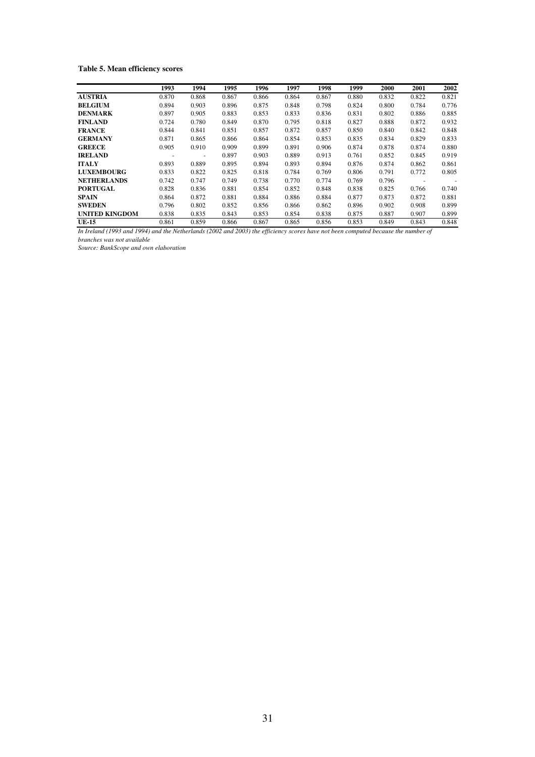**Table 5. Mean efficiency scores**

| | 1993 | 1994 | 1995 | 1996 | 1997 | 1998 | 1999 | 2000 | 2001 | 2002 |
|---|---|---|---|---|---|---|---|---|---|---|
| **AUSTRIA** | 0.870 | 0.868 | 0.867 | 0.866 | 0.864 | 0.867 | 0.880 | 0.832 | 0.822 | 0.821 |
| **BELGIUM** | 0.894 | 0.903 | 0.896 | 0.875 | 0.848 | 0.798 | 0.824 | 0.800 | 0.784 | 0.776 |
| **DENMARK** | 0.897 | 0.905 | 0.883 | 0.853 | 0.833 | 0.836 | 0.831 | 0.802 | 0.886 | 0.885 |
| **FINLAND** | 0.724 | 0.780 | 0.849 | 0.870 | 0.795 | 0.818 | 0.827 | 0.888 | 0.872 | 0.932 |
| **FRANCE** | 0.844 | 0.841 | 0.851 | 0.857 | 0.872 | 0.857 | 0.850 | 0.840 | 0.842 | 0.848 |
| **GERMANY** | 0.871 | 0.865 | 0.866 | 0.864 | 0.854 | 0.853 | 0.835 | 0.834 | 0.829 | 0.833 |
| **GREECE** | 0.905 | 0.910 | 0.909 | 0.899 | 0.891 | 0.906 | 0.874 | 0.878 | 0.874 | 0.880 |
| **IRELAND** | - | - | 0.897 | 0.903 | 0.889 | 0.913 | 0.761 | 0.852 | 0.845 | 0.919 |
| **ITALY** | 0.893 | 0.889 | 0.895 | 0.894 | 0.893 | 0.894 | 0.876 | 0.874 | 0.862 | 0.861 |
| **LUXEMBOURG** | 0.833 | 0.822 | 0.825 | 0.818 | 0.784 | 0.769 | 0.806 | 0.791 | 0.772 | 0.805 |
| **NETHERLANDS** | 0.742 | 0.747 | 0.749 | 0.738 | 0.770 | 0.774 | 0.769 | 0.796 | - | - |
| **PORTUGAL** | 0.828 | 0.836 | 0.881 | 0.854 | 0.852 | 0.848 | 0.838 | 0.825 | 0.766 | 0.740 |
| **SPAIN** | 0.864 | 0.872 | 0.881 | 0.884 | 0.886 | 0.884 | 0.877 | 0.873 | 0.872 | 0.881 |
| **SWEDEN** | 0.796 | 0.802 | 0.852 | 0.856 | 0.866 | 0.862 | 0.896 | 0.902 | 0.908 | 0.899 |
| **UNITED KINGDOM** | 0.838 | 0.835 | 0.843 | 0.853 | 0.854 | 0.838 | 0.875 | 0.887 | 0.907 | 0.899 |
| **UE-15** | 0.861 | 0.859 | 0.866 | 0.867 | 0.865 | 0.856 | 0.853 | 0.849 | 0.843 | 0.848 |

*In Ireland (1993 and 1994) and the Netherlands (2002 and 2003) the efficiency scores have not been computed because the number of branches was not available*

*Source: BankScope and own elaboration*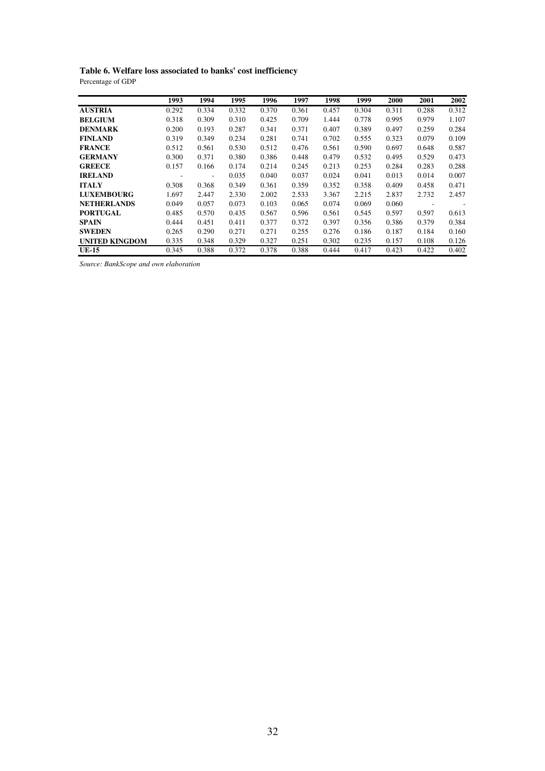**Table 6. Welfare loss associated to banks' cost inefficiency**

Percentage of GDP

| | 1993 | 1994 | 1995 | 1996 | 1997 | 1998 | 1999 | 2000 | 2001 | 2002 |
|---|---|---|---|---|---|---|---|---|---|---|
| **AUSTRIA** | 0.292 | 0.334 | 0.332 | 0.370 | 0.361 | 0.457 | 0.304 | 0.311 | 0.288 | 0.312 |
| **BELGIUM** | 0.318 | 0.309 | 0.310 | 0.425 | 0.709 | 1.444 | 0.778 | 0.995 | 0.979 | 1.107 |
| **DENMARK** | 0.200 | 0.193 | 0.287 | 0.341 | 0.371 | 0.407 | 0.389 | 0.497 | 0.259 | 0.284 |
| **FINLAND** | 0.319 | 0.349 | 0.234 | 0.281 | 0.741 | 0.702 | 0.555 | 0.323 | 0.079 | 0.109 |
| **FRANCE** | 0.512 | 0.561 | 0.530 | 0.512 | 0.476 | 0.561 | 0.590 | 0.697 | 0.648 | 0.587 |
| **GERMANY** | 0.300 | 0.371 | 0.380 | 0.386 | 0.448 | 0.479 | 0.532 | 0.495 | 0.529 | 0.473 |
| **GREECE** | 0.157 | 0.166 | 0.174 | 0.214 | 0.245 | 0.213 | 0.253 | 0.284 | 0.283 | 0.288 |
| **IRELAND** | - | - | 0.035 | 0.040 | 0.037 | 0.024 | 0.041 | 0.013 | 0.014 | 0.007 |
| **ITALY** | 0.308 | 0.368 | 0.349 | 0.361 | 0.359 | 0.352 | 0.358 | 0.409 | 0.458 | 0.471 |
| **LUXEMBOURG** | 1.697 | 2.447 | 2.330 | 2.002 | 2.533 | 3.367 | 2.215 | 2.837 | 2.732 | 2.457 |
| **NETHERLANDS** | 0.049 | 0.057 | 0.073 | 0.103 | 0.065 | 0.074 | 0.069 | 0.060 | - | - |
| **PORTUGAL** | 0.485 | 0.570 | 0.435 | 0.567 | 0.596 | 0.561 | 0.545 | 0.597 | 0.597 | 0.613 |
| **SPAIN** | 0.444 | 0.451 | 0.411 | 0.377 | 0.372 | 0.397 | 0.356 | 0.386 | 0.379 | 0.384 |
| **SWEDEN** | 0.265 | 0.290 | 0.271 | 0.271 | 0.255 | 0.276 | 0.186 | 0.187 | 0.184 | 0.160 |
| **UNITED KINGDOM** | 0.335 | 0.348 | 0.329 | 0.327 | 0.251 | 0.302 | 0.235 | 0.157 | 0.108 | 0.126 |
| **UE-15** | 0.345 | 0.388 | 0.372 | 0.378 | 0.388 | 0.444 | 0.417 | 0.423 | 0.422 | 0.402 |

*Source: BankScope and own elaboration*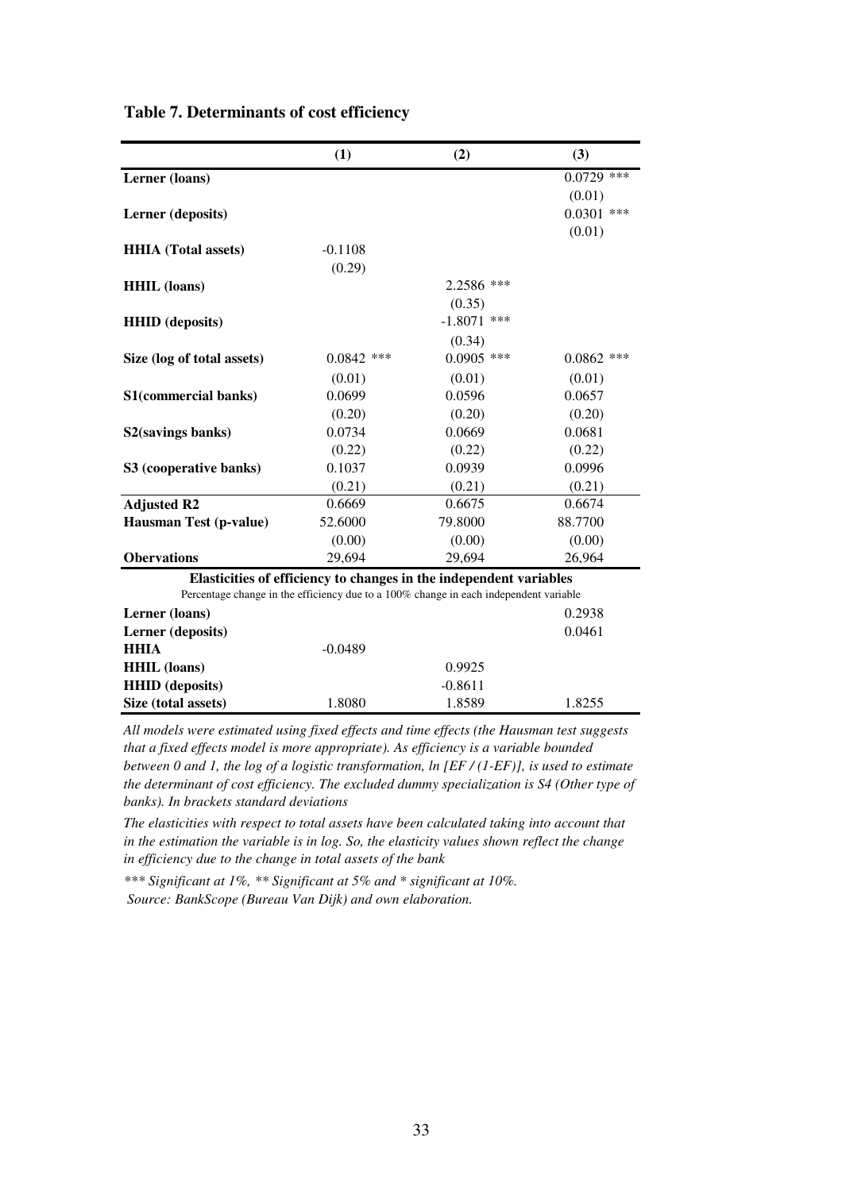**Table 7. Determinants of cost efficiency**

| | (1) | (2) | (3) |
|---|---|---|---|
| **Lerner (loans)** | | | 0.0729 *** |
| | | | (0.01) |
| **Lerner (deposits)** | | | 0.0301 *** |
| | | | (0.01) |
| **HHIA (Total assets)** | -0.1108 | | |
| | (0.29) | | |
| **HHIL (loans)** | | 2.2586 *** | |
| | | (0.35) | |
| **HHID (deposits)** | | -1.8071 *** | |
| | | (0.34) | |
| **Size (log of total assets)** | 0.0842 *** | 0.0905 *** | 0.0862 *** |
| | (0.01) | (0.01) | (0.01) |
| **S1(commercial banks)** | 0.0699 | 0.0596 | 0.0657 |
| | (0.20) | (0.20) | (0.20) |
| **S2(savings banks)** | 0.0734 | 0.0669 | 0.0681 |
| | (0.22) | (0.22) | (0.22) |
| **S3 (cooperative banks)** | 0.1037 | 0.0939 | 0.0996 |
| | (0.21) | (0.21) | (0.21) |
| **Adjusted R2** | 0.6669 | 0.6675 | 0.6674 |
| **Hausman Test (p-value)** | 52.6000 | 79.8000 | 88.7700 |
| | (0.00) | (0.00) | (0.00) |
| **Obervations** | 29,694 | 29,694 | 26,964 |
| **Elasticities of efficiency to changes in the independent variables** | | | |
| Percentage change in the efficiency due to a 100% change in each independent variable | | | |
| **Lerner (loans)** | | | 0.2938 |
| **Lerner (deposits)** | | | 0.0461 |
| **HHIA** | -0.0489 | | |
| **HHIL (loans)** | | 0.9925 | |
| **HHID (deposits)** | | -0.8611 | |
| **Size (total assets)** | 1.8080 | 1.8589 | 1.8255 |

*All models were estimated using fixed effects and time effects (the Hausman test suggests that a fixed effects model is more appropriate). As efficiency is a variable bounded between 0 and 1, the log of a logistic transformation, ln [EF / (1-EF)], is used to estimate the determinant of cost efficiency. The excluded dummy specialization is S4 (Other type of banks). In brackets standard deviations*

*The elasticities with respect to total assets have been calculated taking into account that in the estimation the variable is in log. So, the elasticity values shown reflect the change in efficiency due to the change in total assets of the bank*

*\*\*\* Significant at 1%, \*\* Significant at 5% and \* significant at 10%.*

*Source: BankScope (Bureau Van Dijk) and own elaboration.*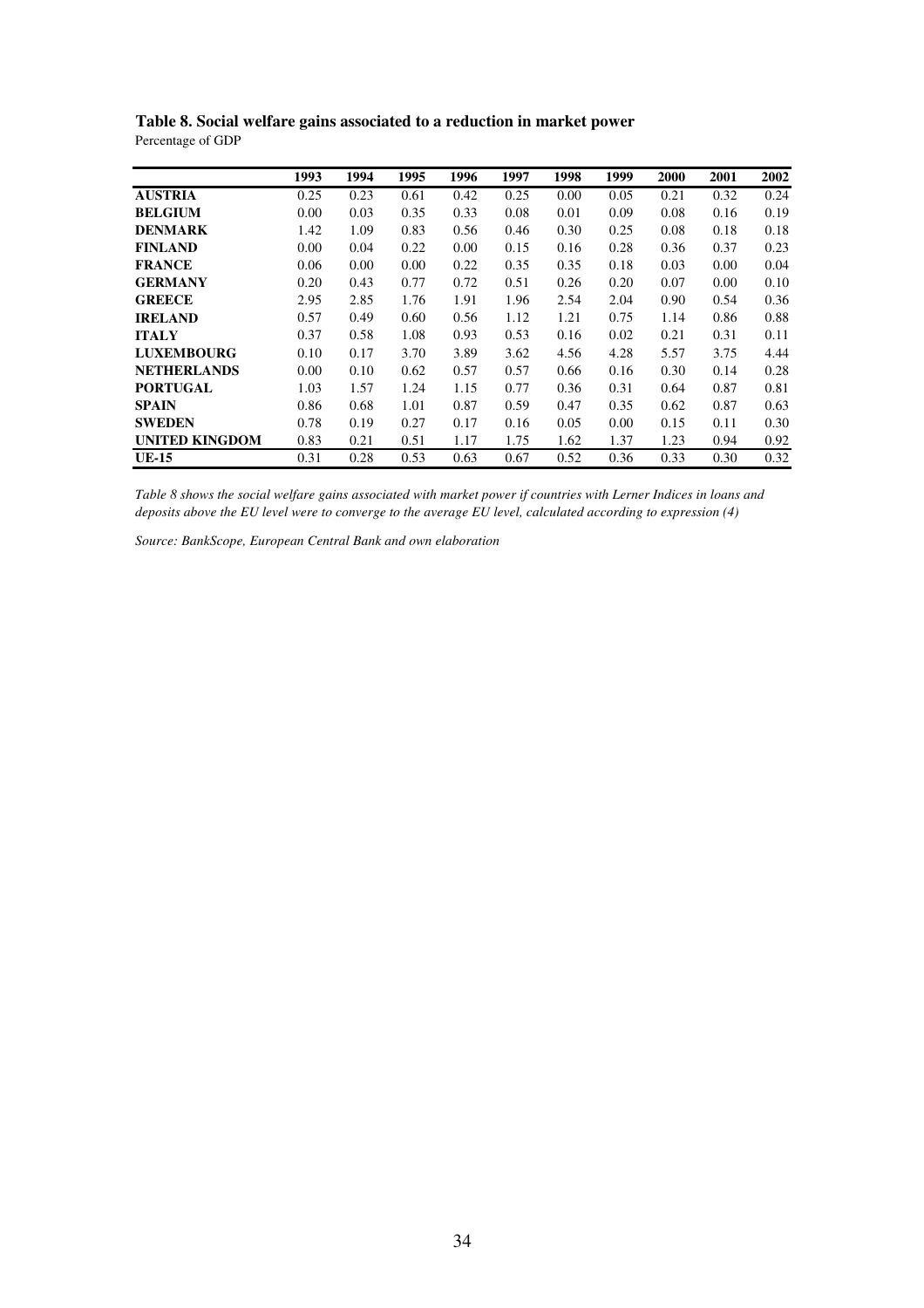**Table 8. Social welfare gains associated to a reduction in market power**
Percentage of GDP

| | 1993 | 1994 | 1995 | 1996 | 1997 | 1998 | 1999 | 2000 | 2001 | 2002 |
|---|---|---|---|---|---|---|---|---|---|---|
| **AUSTRIA** | 0.25 | 0.23 | 0.61 | 0.42 | 0.25 | 0.00 | 0.05 | 0.21 | 0.32 | 0.24 |
| **BELGIUM** | 0.00 | 0.03 | 0.35 | 0.33 | 0.08 | 0.01 | 0.09 | 0.08 | 0.16 | 0.19 |
| **DENMARK** | 1.42 | 1.09 | 0.83 | 0.56 | 0.46 | 0.30 | 0.25 | 0.08 | 0.18 | 0.18 |
| **FINLAND** | 0.00 | 0.04 | 0.22 | 0.00 | 0.15 | 0.16 | 0.28 | 0.36 | 0.37 | 0.23 |
| **FRANCE** | 0.06 | 0.00 | 0.00 | 0.22 | 0.35 | 0.35 | 0.18 | 0.03 | 0.00 | 0.04 |
| **GERMANY** | 0.20 | 0.43 | 0.77 | 0.72 | 0.51 | 0.26 | 0.20 | 0.07 | 0.00 | 0.10 |
| **GREECE** | 2.95 | 2.85 | 1.76 | 1.91 | 1.96 | 2.54 | 2.04 | 0.90 | 0.54 | 0.36 |
| **IRELAND** | 0.57 | 0.49 | 0.60 | 0.56 | 1.12 | 1.21 | 0.75 | 1.14 | 0.86 | 0.88 |
| **ITALY** | 0.37 | 0.58 | 1.08 | 0.93 | 0.53 | 0.16 | 0.02 | 0.21 | 0.31 | 0.11 |
| **LUXEMBOURG** | 0.10 | 0.17 | 3.70 | 3.89 | 3.62 | 4.56 | 4.28 | 5.57 | 3.75 | 4.44 |
| **NETHERLANDS** | 0.00 | 0.10 | 0.62 | 0.57 | 0.57 | 0.66 | 0.16 | 0.30 | 0.14 | 0.28 |
| **PORTUGAL** | 1.03 | 1.57 | 1.24 | 1.15 | 0.77 | 0.36 | 0.31 | 0.64 | 0.87 | 0.81 |
| **SPAIN** | 0.86 | 0.68 | 1.01 | 0.87 | 0.59 | 0.47 | 0.35 | 0.62 | 0.87 | 0.63 |
| **SWEDEN** | 0.78 | 0.19 | 0.27 | 0.17 | 0.16 | 0.05 | 0.00 | 0.15 | 0.11 | 0.30 |
| **UNITED KINGDOM** | 0.83 | 0.21 | 0.51 | 1.17 | 1.75 | 1.62 | 1.37 | 1.23 | 0.94 | 0.92 |
| **UE-15** | 0.31 | 0.28 | 0.53 | 0.63 | 0.67 | 0.52 | 0.36 | 0.33 | 0.30 | 0.32 |

*Table 8 shows the social welfare gains associated with market power if countries with Lerner Indices in loans and deposits above the EU level were to converge to the average EU level, calculated according to expression (4)*

*Source: BankScope, European Central Bank and own elaboration*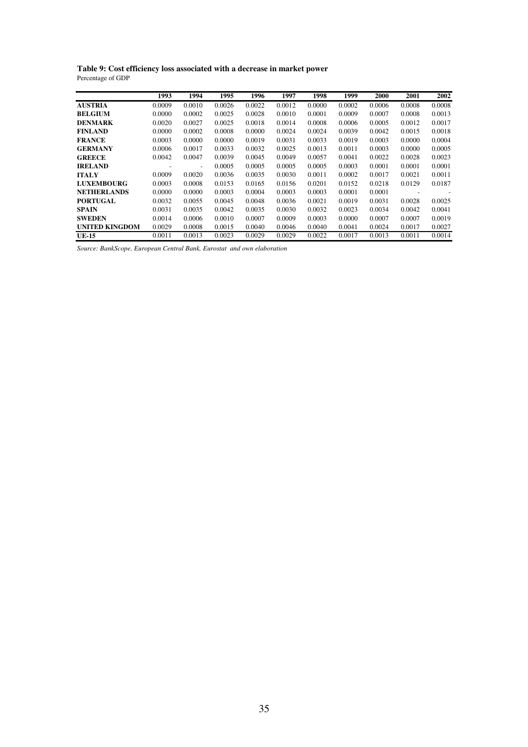**Table 9: Cost efficiency loss associated with a decrease in market power**
Percentage of GDP

| | 1993 | 1994 | 1995 | 1996 | 1997 | 1998 | 1999 | 2000 | 2001 | 2002 |
|---|---|---|---|---|---|---|---|---|---|---|
| **AUSTRIA** | 0.0009 | 0.0010 | 0.0026 | 0.0022 | 0.0012 | 0.0000 | 0.0002 | 0.0006 | 0.0008 | 0.0008 |
| **BELGIUM** | 0.0000 | 0.0002 | 0.0025 | 0.0028 | 0.0010 | 0.0001 | 0.0009 | 0.0007 | 0.0008 | 0.0013 |
| **DENMARK** | 0.0020 | 0.0027 | 0.0025 | 0.0018 | 0.0014 | 0.0008 | 0.0006 | 0.0005 | 0.0012 | 0.0017 |
| **FINLAND** | 0.0000 | 0.0002 | 0.0008 | 0.0000 | 0.0024 | 0.0024 | 0.0039 | 0.0042 | 0.0015 | 0.0018 |
| **FRANCE** | 0.0003 | 0.0000 | 0.0000 | 0.0019 | 0.0031 | 0.0033 | 0.0019 | 0.0003 | 0.0000 | 0.0004 |
| **GERMANY** | 0.0006 | 0.0017 | 0.0033 | 0.0032 | 0.0025 | 0.0013 | 0.0011 | 0.0003 | 0.0000 | 0.0005 |
| **GREECE** | 0.0042 | 0.0047 | 0.0039 | 0.0045 | 0.0049 | 0.0057 | 0.0041 | 0.0022 | 0.0028 | 0.0023 |
| **IRELAND** | - | - | 0.0005 | 0.0005 | 0.0005 | 0.0005 | 0.0003 | 0.0001 | 0.0001 | 0.0001 |
| **ITALY** | 0.0009 | 0.0020 | 0.0036 | 0.0035 | 0.0030 | 0.0011 | 0.0002 | 0.0017 | 0.0021 | 0.0011 |
| **LUXEMBOURG** | 0.0003 | 0.0008 | 0.0153 | 0.0165 | 0.0156 | 0.0201 | 0.0152 | 0.0218 | 0.0129 | 0.0187 |
| **NETHERLANDS** | 0.0000 | 0.0000 | 0.0003 | 0.0004 | 0.0003 | 0.0003 | 0.0001 | 0.0001 | - | - |
| **PORTUGAL** | 0.0032 | 0.0055 | 0.0045 | 0.0048 | 0.0036 | 0.0021 | 0.0019 | 0.0031 | 0.0028 | 0.0025 |
| **SPAIN** | 0.0031 | 0.0035 | 0.0042 | 0.0035 | 0.0030 | 0.0032 | 0.0023 | 0.0034 | 0.0042 | 0.0041 |
| **SWEDEN** | 0.0014 | 0.0006 | 0.0010 | 0.0007 | 0.0009 | 0.0003 | 0.0000 | 0.0007 | 0.0007 | 0.0019 |
| **UNITED KINGDOM** | 0.0029 | 0.0008 | 0.0015 | 0.0040 | 0.0046 | 0.0040 | 0.0041 | 0.0024 | 0.0017 | 0.0027 |
| **UE-15** | 0.0011 | 0.0013 | 0.0023 | 0.0029 | 0.0029 | 0.0022 | 0.0017 | 0.0013 | 0.0011 | 0.0014 |

*Source: BankScope, European Central Bank, Eurostat and own elaboration*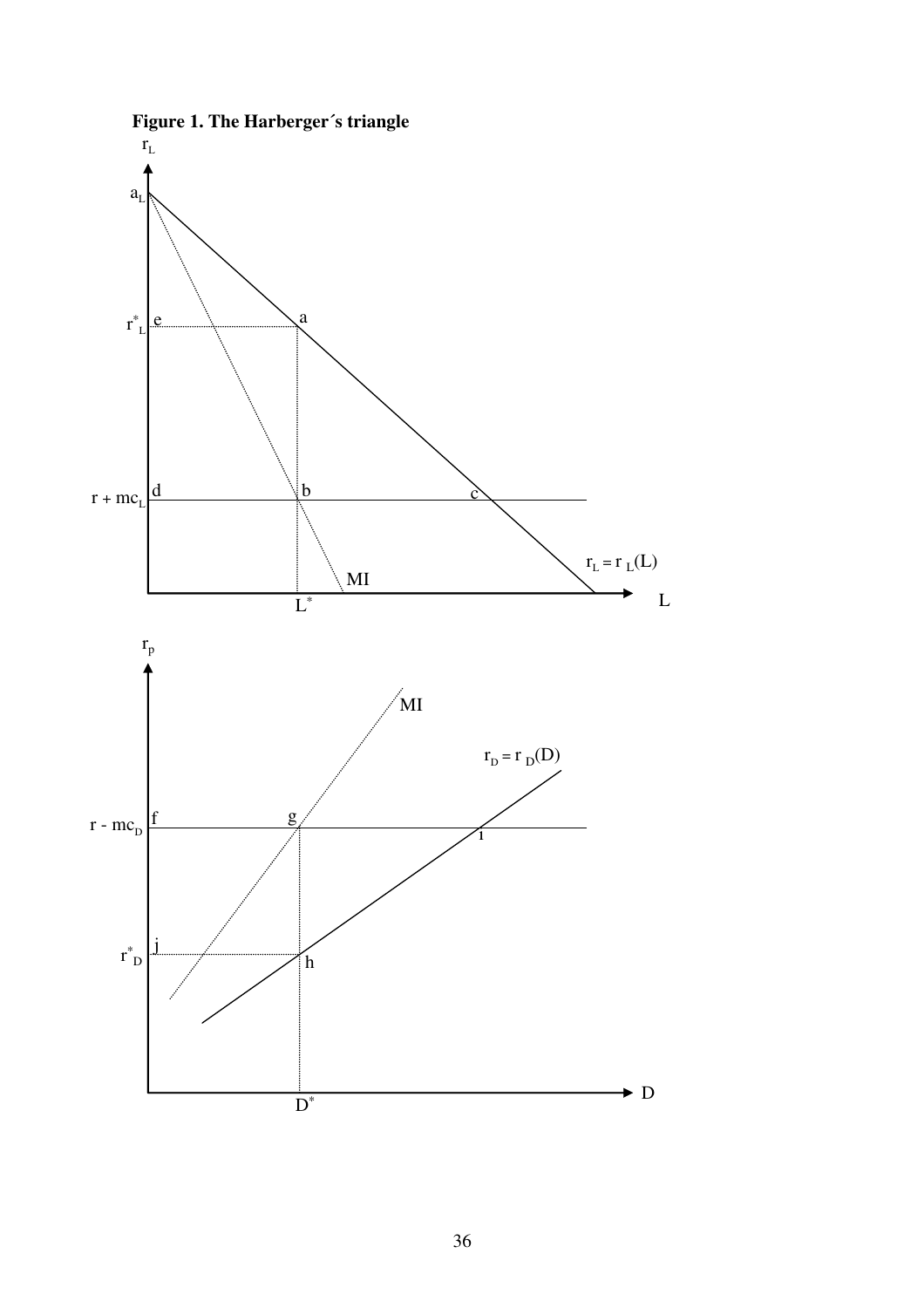**Figure 1. The Harberger´s triangle**

$r_L$

$a_L$

$r^*_L$ e

a

$r + mc_L$ d

b

c

$r_L = r_L(L)$

MI

$L^*$

L

$r_p$

MI

$r_D = r_D(D)$

$r - mc_D$ f

g

i

$r^*_D$ j

h

$D^*$

D